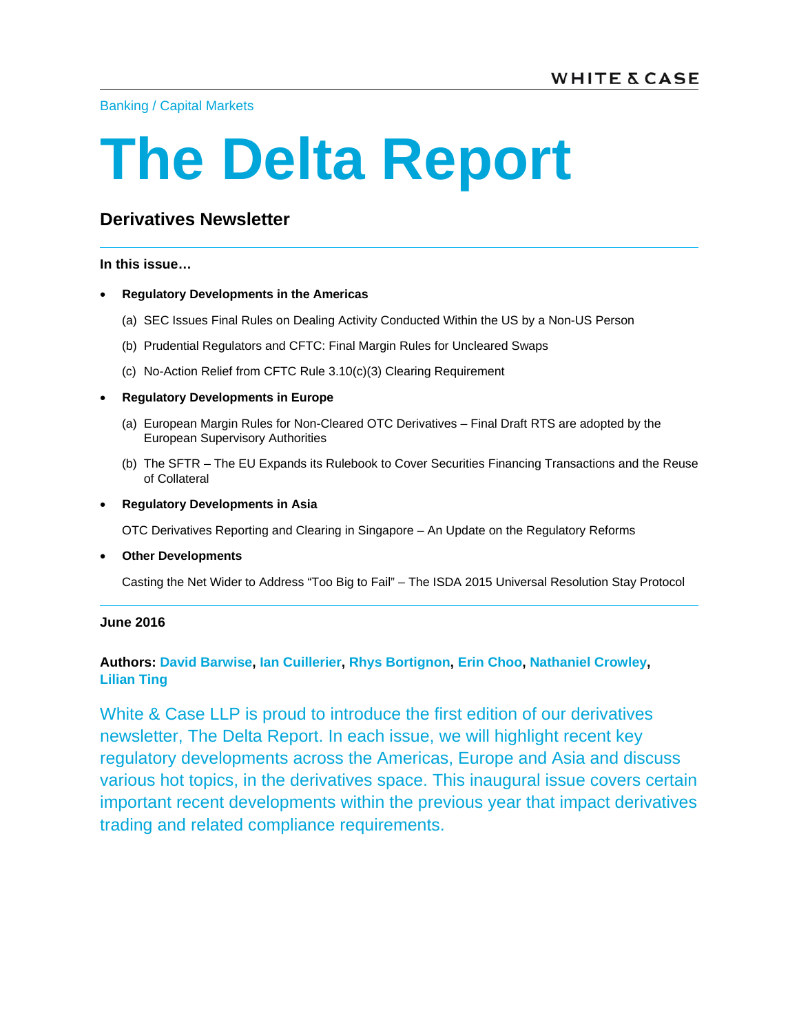Banking / Capital Markets

# The Delta Report

## Derivatives Newsletter

**In this issue…**

- **Regulatory Developments in the Americas**

  (a) SEC Issues Final Rules on Dealing Activity Conducted Within the US by a Non-US Person

  (b) Prudential Regulators and CFTC: Final Margin Rules for Uncleared Swaps

  (c) No-Action Relief from CFTC Rule 3.10(c)(3) Clearing Requirement

- **Regulatory Developments in Europe**

  (a) European Margin Rules for Non-Cleared OTC Derivatives – Final Draft RTS are adopted by the European Supervisory Authorities

  (b) The SFTR – The EU Expands its Rulebook to Cover Securities Financing Transactions and the Reuse of Collateral

- **Regulatory Developments in Asia**

  OTC Derivatives Reporting and Clearing in Singapore – An Update on the Regulatory Reforms

- **Other Developments**

  Casting the Net Wider to Address "Too Big to Fail" – The ISDA 2015 Universal Resolution Stay Protocol

**June 2016**

**Authors: David Barwise, Ian Cuillerier, Rhys Bortignon, Erin Choo, Nathaniel Crowley, Lilian Ting**

White & Case LLP is proud to introduce the first edition of our derivatives newsletter, The Delta Report. In each issue, we will highlight recent key regulatory developments across the Americas, Europe and Asia and discuss various hot topics, in the derivatives space. This inaugural issue covers certain important recent developments within the previous year that impact derivatives trading and related compliance requirements.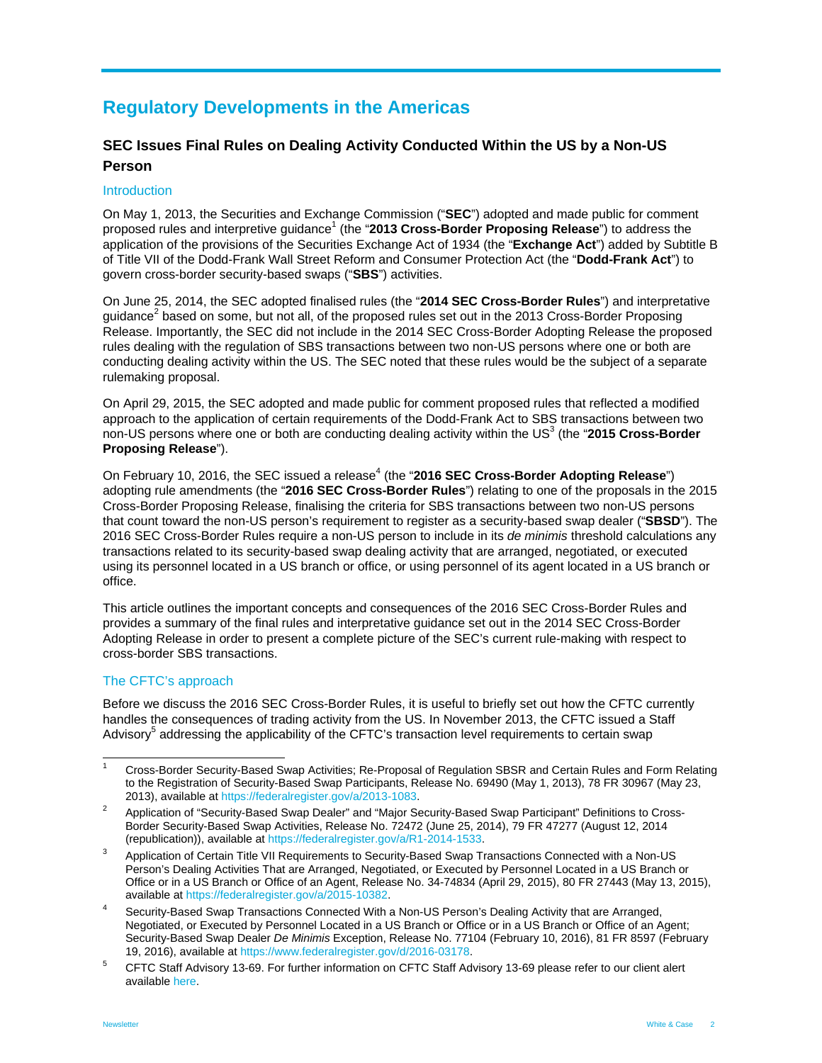# Regulatory Developments in the Americas

## SEC Issues Final Rules on Dealing Activity Conducted Within the US by a Non-US Person

### Introduction

On May 1, 2013, the Securities and Exchange Commission ("**SEC**") adopted and made public for comment proposed rules and interpretive guidance[1] (the "**2013 Cross-Border Proposing Release**") to address the application of the provisions of the Securities Exchange Act of 1934 (the "**Exchange Act**") added by Subtitle B of Title VII of the Dodd-Frank Wall Street Reform and Consumer Protection Act (the "**Dodd-Frank Act**") to govern cross-border security-based swaps ("**SBS**") activities.

On June 25, 2014, the SEC adopted finalised rules (the "**2014 SEC Cross-Border Rules**") and interpretative guidance[2] based on some, but not all, of the proposed rules set out in the 2013 Cross-Border Proposing Release. Importantly, the SEC did not include in the 2014 SEC Cross-Border Adopting Release the proposed rules dealing with the regulation of SBS transactions between two non-US persons where one or both are conducting dealing activity within the US. The SEC noted that these rules would be the subject of a separate rulemaking proposal.

On April 29, 2015, the SEC adopted and made public for comment proposed rules that reflected a modified approach to the application of certain requirements of the Dodd-Frank Act to SBS transactions between two non-US persons where one or both are conducting dealing activity within the US[3] (the "**2015 Cross-Border Proposing Release**").

On February 10, 2016, the SEC issued a release[4] (the "**2016 SEC Cross-Border Adopting Release**") adopting rule amendments (the "**2016 SEC Cross-Border Rules**") relating to one of the proposals in the 2015 Cross-Border Proposing Release, finalising the criteria for SBS transactions between two non-US persons that count toward the non-US person's requirement to register as a security-based swap dealer ("**SBSD**"). The 2016 SEC Cross-Border Rules require a non-US person to include in its *de minimis* threshold calculations any transactions related to its security-based swap dealing activity that are arranged, negotiated, or executed using its personnel located in a US branch or office, or using personnel of its agent located in a US branch or office.

This article outlines the important concepts and consequences of the 2016 SEC Cross-Border Rules and provides a summary of the final rules and interpretative guidance set out in the 2014 SEC Cross-Border Adopting Release in order to present a complete picture of the SEC's current rule-making with respect to cross-border SBS transactions.

### The CFTC's approach

Before we discuss the 2016 SEC Cross-Border Rules, it is useful to briefly set out how the CFTC currently handles the consequences of trading activity from the US. In November 2013, the CFTC issued a Staff Advisory[5] addressing the applicability of the CFTC's transaction level requirements to certain swap

---

[1] Cross-Border Security-Based Swap Activities; Re-Proposal of Regulation SBSR and Certain Rules and Form Relating to the Registration of Security-Based Swap Participants, Release No. 69490 (May 1, 2013), 78 FR 30967 (May 23, 2013), available at https://federalregister.gov/a/2013-1083.

[2] Application of "Security-Based Swap Dealer" and "Major Security-Based Swap Participant" Definitions to Cross-Border Security-Based Swap Activities, Release No. 72472 (June 25, 2014), 79 FR 47277 (August 12, 2014 (republication)), available at https://federalregister.gov/a/R1-2014-1533.

[3] Application of Certain Title VII Requirements to Security-Based Swap Transactions Connected with a Non-US Person's Dealing Activities That are Arranged, Negotiated, or Executed by Personnel Located in a US Branch or Office or in a US Branch or Office of an Agent, Release No. 34-74834 (April 29, 2015), 80 FR 27443 (May 13, 2015), available at https://federalregister.gov/a/2015-10382.

[4] Security-Based Swap Transactions Connected With a Non-US Person's Dealing Activity that are Arranged, Negotiated, or Executed by Personnel Located in a US Branch or Office or in a US Branch or Office of an Agent; Security-Based Swap Dealer *De Minimis* Exception, Release No. 77104 (February 10, 2016), 81 FR 8597 (February 19, 2016), available at https://www.federalregister.gov/d/2016-03178.

[5] CFTC Staff Advisory 13-69. For further information on CFTC Staff Advisory 13-69 please refer to our client alert available here.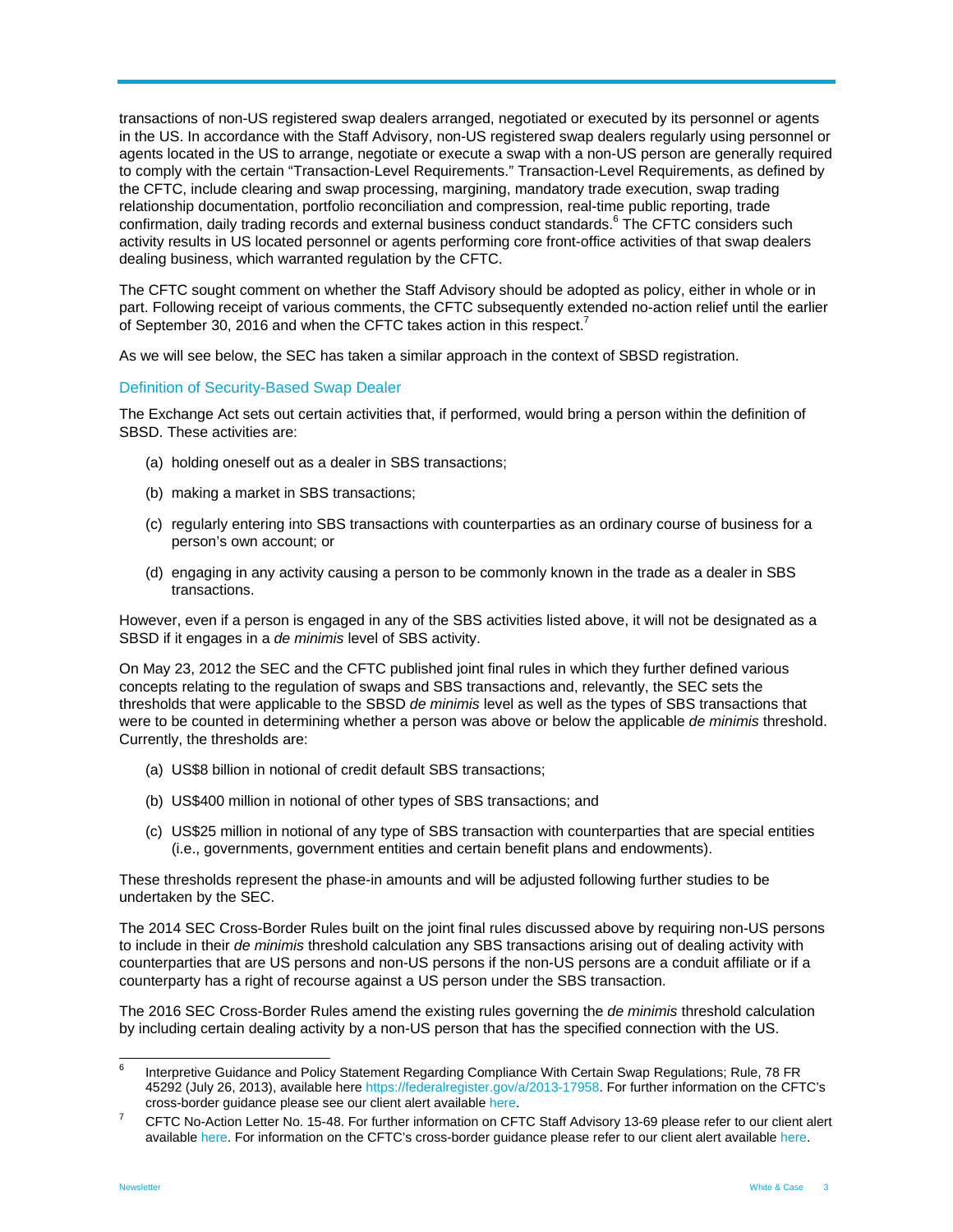transactions of non-US registered swap dealers arranged, negotiated or executed by its personnel or agents in the US. In accordance with the Staff Advisory, non-US registered swap dealers regularly using personnel or agents located in the US to arrange, negotiate or execute a swap with a non-US person are generally required to comply with the certain "Transaction-Level Requirements." Transaction-Level Requirements, as defined by the CFTC, include clearing and swap processing, margining, mandatory trade execution, swap trading relationship documentation, portfolio reconciliation and compression, real-time public reporting, trade confirmation, daily trading records and external business conduct standards.[6] The CFTC considers such activity results in US located personnel or agents performing core front-office activities of that swap dealers dealing business, which warranted regulation by the CFTC.

The CFTC sought comment on whether the Staff Advisory should be adopted as policy, either in whole or in part. Following receipt of various comments, the CFTC subsequently extended no-action relief until the earlier of September 30, 2016 and when the CFTC takes action in this respect.[7]

As we will see below, the SEC has taken a similar approach in the context of SBSD registration.

### Definition of Security-Based Swap Dealer

The Exchange Act sets out certain activities that, if performed, would bring a person within the definition of SBSD. These activities are:

(a) holding oneself out as a dealer in SBS transactions;

(b) making a market in SBS transactions;

(c) regularly entering into SBS transactions with counterparties as an ordinary course of business for a person's own account; or

(d) engaging in any activity causing a person to be commonly known in the trade as a dealer in SBS transactions.

However, even if a person is engaged in any of the SBS activities listed above, it will not be designated as a SBSD if it engages in a *de minimis* level of SBS activity.

On May 23, 2012 the SEC and the CFTC published joint final rules in which they further defined various concepts relating to the regulation of swaps and SBS transactions and, relevantly, the SEC sets the thresholds that were applicable to the SBSD *de minimis* level as well as the types of SBS transactions that were to be counted in determining whether a person was above or below the applicable *de minimis* threshold. Currently, the thresholds are:

(a) US$8 billion in notional of credit default SBS transactions;

(b) US$400 million in notional of other types of SBS transactions; and

(c) US$25 million in notional of any type of SBS transaction with counterparties that are special entities (i.e., governments, government entities and certain benefit plans and endowments).

These thresholds represent the phase-in amounts and will be adjusted following further studies to be undertaken by the SEC.

The 2014 SEC Cross-Border Rules built on the joint final rules discussed above by requiring non-US persons to include in their *de minimis* threshold calculation any SBS transactions arising out of dealing activity with counterparties that are US persons and non-US persons if the non-US persons are a conduit affiliate or if a counterparty has a right of recourse against a US person under the SBS transaction.

The 2016 SEC Cross-Border Rules amend the existing rules governing the *de minimis* threshold calculation by including certain dealing activity by a non-US person that has the specified connection with the US.

---

[6] Interpretive Guidance and Policy Statement Regarding Compliance With Certain Swap Regulations; Rule, 78 FR 45292 (July 26, 2013), available here https://federalregister.gov/a/2013-17958. For further information on the CFTC's cross-border guidance please see our client alert available here.

[7] CFTC No-Action Letter No. 15-48. For further information on CFTC Staff Advisory 13-69 please refer to our client alert available here. For information on the CFTC's cross-border guidance please refer to our client alert available here.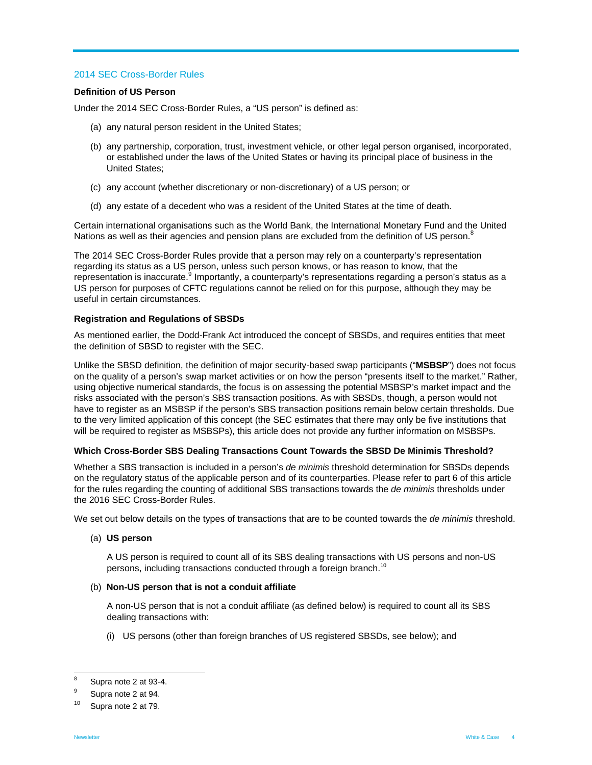## 2014 SEC Cross-Border Rules

**Definition of US Person**

Under the 2014 SEC Cross-Border Rules, a "US person" is defined as:

(a) any natural person resident in the United States;

(b) any partnership, corporation, trust, investment vehicle, or other legal person organised, incorporated, or established under the laws of the United States or having its principal place of business in the United States;

(c) any account (whether discretionary or non-discretionary) of a US person; or

(d) any estate of a decedent who was a resident of the United States at the time of death.

Certain international organisations such as the World Bank, the International Monetary Fund and the United Nations as well as their agencies and pension plans are excluded from the definition of US person.[8]

The 2014 SEC Cross-Border Rules provide that a person may rely on a counterparty's representation regarding its status as a US person, unless such person knows, or has reason to know, that the representation is inaccurate.[9] Importantly, a counterparty's representations regarding a person's status as a US person for purposes of CFTC regulations cannot be relied on for this purpose, although they may be useful in certain circumstances.

**Registration and Regulations of SBSDs**

As mentioned earlier, the Dodd-Frank Act introduced the concept of SBSDs, and requires entities that meet the definition of SBSD to register with the SEC.

Unlike the SBSD definition, the definition of major security-based swap participants ("**MSBSP**") does not focus on the quality of a person's swap market activities or on how the person "presents itself to the market." Rather, using objective numerical standards, the focus is on assessing the potential MSBSP's market impact and the risks associated with the person's SBS transaction positions. As with SBSDs, though, a person would not have to register as an MSBSP if the person's SBS transaction positions remain below certain thresholds. Due to the very limited application of this concept (the SEC estimates that there may only be five institutions that will be required to register as MSBSPs), this article does not provide any further information on MSBSPs.

**Which Cross-Border SBS Dealing Transactions Count Towards the SBSD De Minimis Threshold?**

Whether a SBS transaction is included in a person's *de minimis* threshold determination for SBSDs depends on the regulatory status of the applicable person and of its counterparties. Please refer to part 6 of this article for the rules regarding the counting of additional SBS transactions towards the *de minimis* thresholds under the 2016 SEC Cross-Border Rules.

We set out below details on the types of transactions that are to be counted towards the *de minimis* threshold.

(a) **US person**

A US person is required to count all of its SBS dealing transactions with US persons and non-US persons, including transactions conducted through a foreign branch.[10]

(b) **Non-US person that is not a conduit affiliate**

A non-US person that is not a conduit affiliate (as defined below) is required to count all its SBS dealing transactions with:

(i) US persons (other than foreign branches of US registered SBSDs, see below); and

---

[8] Supra note 2 at 93-4.

[9] Supra note 2 at 94.

[10] Supra note 2 at 79.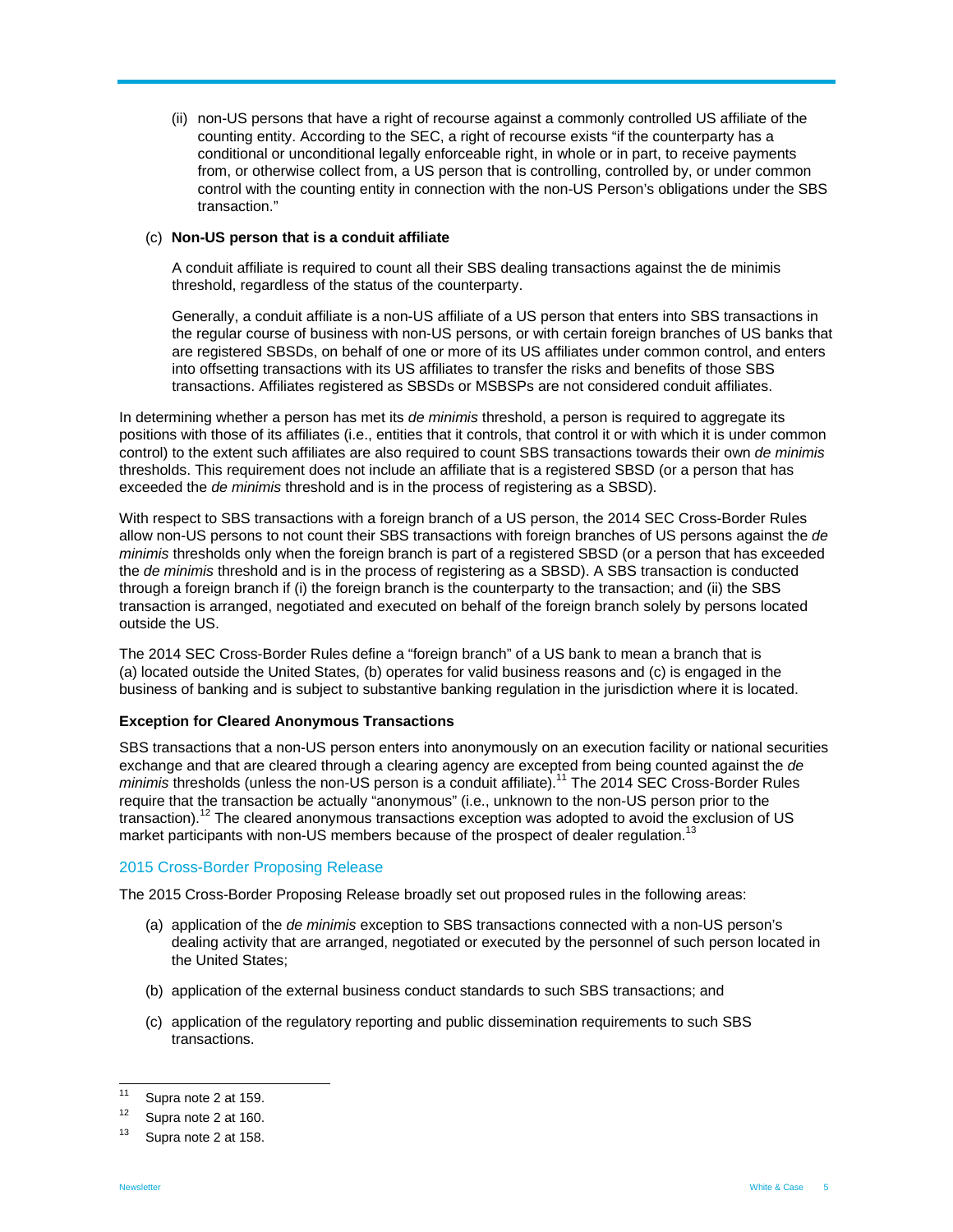(ii) non-US persons that have a right of recourse against a commonly controlled US affiliate of the counting entity. According to the SEC, a right of recourse exists "if the counterparty has a conditional or unconditional legally enforceable right, in whole or in part, to receive payments from, or otherwise collect from, a US person that is controlling, controlled by, or under common control with the counting entity in connection with the non-US Person's obligations under the SBS transaction."

(c) **Non-US person that is a conduit affiliate**

A conduit affiliate is required to count all their SBS dealing transactions against the de minimis threshold, regardless of the status of the counterparty.

Generally, a conduit affiliate is a non-US affiliate of a US person that enters into SBS transactions in the regular course of business with non-US persons, or with certain foreign branches of US banks that are registered SBSDs, on behalf of one or more of its US affiliates under common control, and enters into offsetting transactions with its US affiliates to transfer the risks and benefits of those SBS transactions. Affiliates registered as SBSDs or MSBSPs are not considered conduit affiliates.

In determining whether a person has met its *de minimis* threshold, a person is required to aggregate its positions with those of its affiliates (i.e., entities that it controls, that control it or with which it is under common control) to the extent such affiliates are also required to count SBS transactions towards their own *de minimis* thresholds. This requirement does not include an affiliate that is a registered SBSD (or a person that has exceeded the *de minimis* threshold and is in the process of registering as a SBSD).

With respect to SBS transactions with a foreign branch of a US person, the 2014 SEC Cross-Border Rules allow non-US persons to not count their SBS transactions with foreign branches of US persons against the *de minimis* thresholds only when the foreign branch is part of a registered SBSD (or a person that has exceeded the *de minimis* threshold and is in the process of registering as a SBSD). A SBS transaction is conducted through a foreign branch if (i) the foreign branch is the counterparty to the transaction; and (ii) the SBS transaction is arranged, negotiated and executed on behalf of the foreign branch solely by persons located outside the US.

The 2014 SEC Cross-Border Rules define a "foreign branch" of a US bank to mean a branch that is (a) located outside the United States, (b) operates for valid business reasons and (c) is engaged in the business of banking and is subject to substantive banking regulation in the jurisdiction where it is located.

**Exception for Cleared Anonymous Transactions**

SBS transactions that a non-US person enters into anonymously on an execution facility or national securities exchange and that are cleared through a clearing agency are excepted from being counted against the *de minimis* thresholds (unless the non-US person is a conduit affiliate).[11] The 2014 SEC Cross-Border Rules require that the transaction be actually "anonymous" (i.e., unknown to the non-US person prior to the transaction).[12] The cleared anonymous transactions exception was adopted to avoid the exclusion of US market participants with non-US members because of the prospect of dealer regulation.[13]

## 2015 Cross-Border Proposing Release

The 2015 Cross-Border Proposing Release broadly set out proposed rules in the following areas:

(a) application of the *de minimis* exception to SBS transactions connected with a non-US person's dealing activity that are arranged, negotiated or executed by the personnel of such person located in the United States;

(b) application of the external business conduct standards to such SBS transactions; and

(c) application of the regulatory reporting and public dissemination requirements to such SBS transactions.

---

[11] Supra note 2 at 159.

[12] Supra note 2 at 160.

[13] Supra note 2 at 158.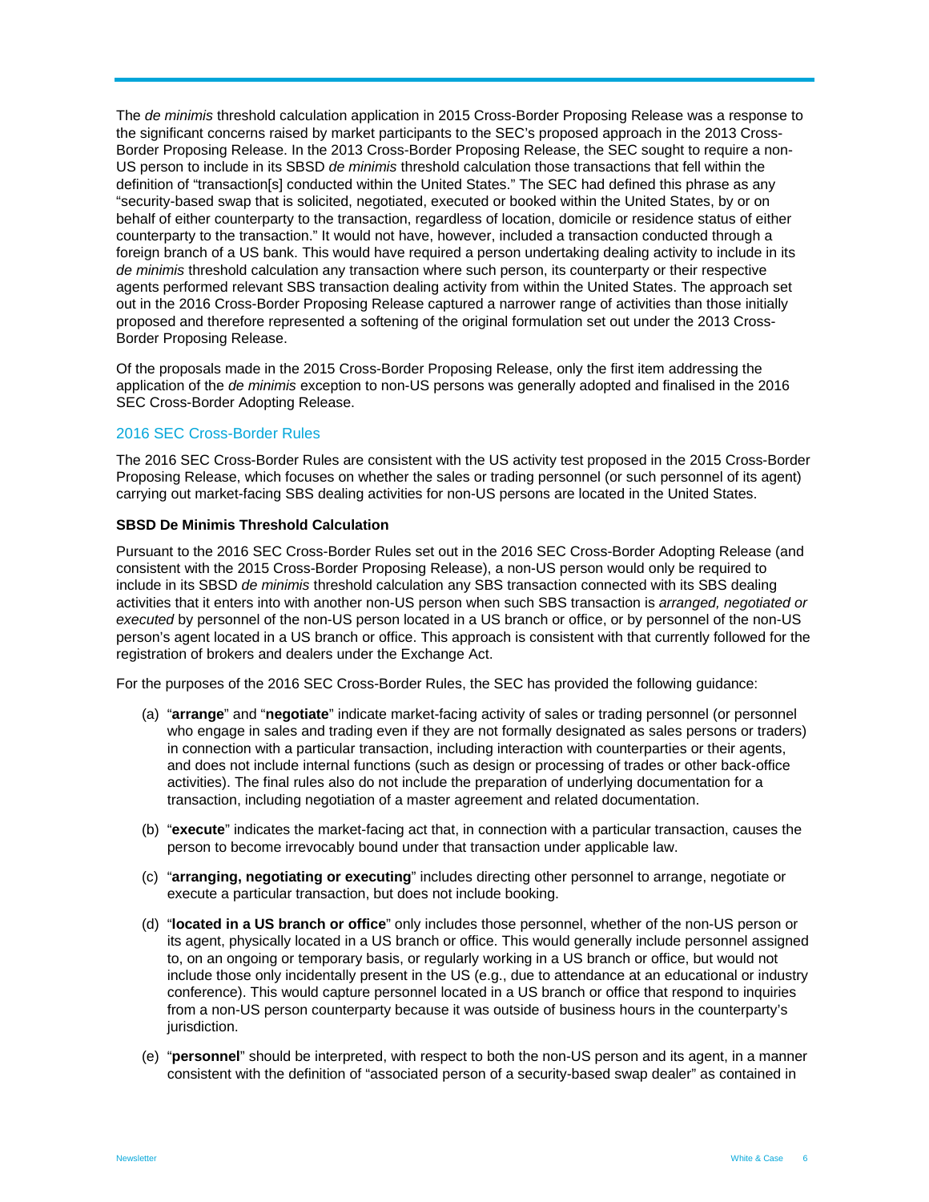The *de minimis* threshold calculation application in 2015 Cross-Border Proposing Release was a response to the significant concerns raised by market participants to the SEC's proposed approach in the 2013 Cross-Border Proposing Release. In the 2013 Cross-Border Proposing Release, the SEC sought to require a non-US person to include in its SBSD *de minimis* threshold calculation those transactions that fell within the definition of "transaction[s] conducted within the United States." The SEC had defined this phrase as any "security-based swap that is solicited, negotiated, executed or booked within the United States, by or on behalf of either counterparty to the transaction, regardless of location, domicile or residence status of either counterparty to the transaction." It would not have, however, included a transaction conducted through a foreign branch of a US bank. This would have required a person undertaking dealing activity to include in its *de minimis* threshold calculation any transaction where such person, its counterparty or their respective agents performed relevant SBS transaction dealing activity from within the United States. The approach set out in the 2016 Cross-Border Proposing Release captured a narrower range of activities than those initially proposed and therefore represented a softening of the original formulation set out under the 2013 Cross-Border Proposing Release.

Of the proposals made in the 2015 Cross-Border Proposing Release, only the first item addressing the application of the *de minimis* exception to non-US persons was generally adopted and finalised in the 2016 SEC Cross-Border Adopting Release.

## 2016 SEC Cross-Border Rules

The 2016 SEC Cross-Border Rules are consistent with the US activity test proposed in the 2015 Cross-Border Proposing Release, which focuses on whether the sales or trading personnel (or such personnel of its agent) carrying out market-facing SBS dealing activities for non-US persons are located in the United States.

### SBSD De Minimis Threshold Calculation

Pursuant to the 2016 SEC Cross-Border Rules set out in the 2016 SEC Cross-Border Adopting Release (and consistent with the 2015 Cross-Border Proposing Release), a non-US person would only be required to include in its SBSD *de minimis* threshold calculation any SBS transaction connected with its SBS dealing activities that it enters into with another non-US person when such SBS transaction is *arranged, negotiated or executed* by personnel of the non-US person located in a US branch or office, or by personnel of the non-US person's agent located in a US branch or office. This approach is consistent with that currently followed for the registration of brokers and dealers under the Exchange Act.

For the purposes of the 2016 SEC Cross-Border Rules, the SEC has provided the following guidance:

(a) "**arrange**" and "**negotiate**" indicate market-facing activity of sales or trading personnel (or personnel who engage in sales and trading even if they are not formally designated as sales persons or traders) in connection with a particular transaction, including interaction with counterparties or their agents, and does not include internal functions (such as design or processing of trades or other back-office activities). The final rules also do not include the preparation of underlying documentation for a transaction, including negotiation of a master agreement and related documentation.

(b) "**execute**" indicates the market-facing act that, in connection with a particular transaction, causes the person to become irrevocably bound under that transaction under applicable law.

(c) "**arranging, negotiating or executing**" includes directing other personnel to arrange, negotiate or execute a particular transaction, but does not include booking.

(d) "**located in a US branch or office**" only includes those personnel, whether of the non-US person or its agent, physically located in a US branch or office. This would generally include personnel assigned to, on an ongoing or temporary basis, or regularly working in a US branch or office, but would not include those only incidentally present in the US (e.g., due to attendance at an educational or industry conference). This would capture personnel located in a US branch or office that respond to inquiries from a non-US person counterparty because it was outside of business hours in the counterparty's jurisdiction.

(e) "**personnel**" should be interpreted, with respect to both the non-US person and its agent, in a manner consistent with the definition of "associated person of a security-based swap dealer" as contained in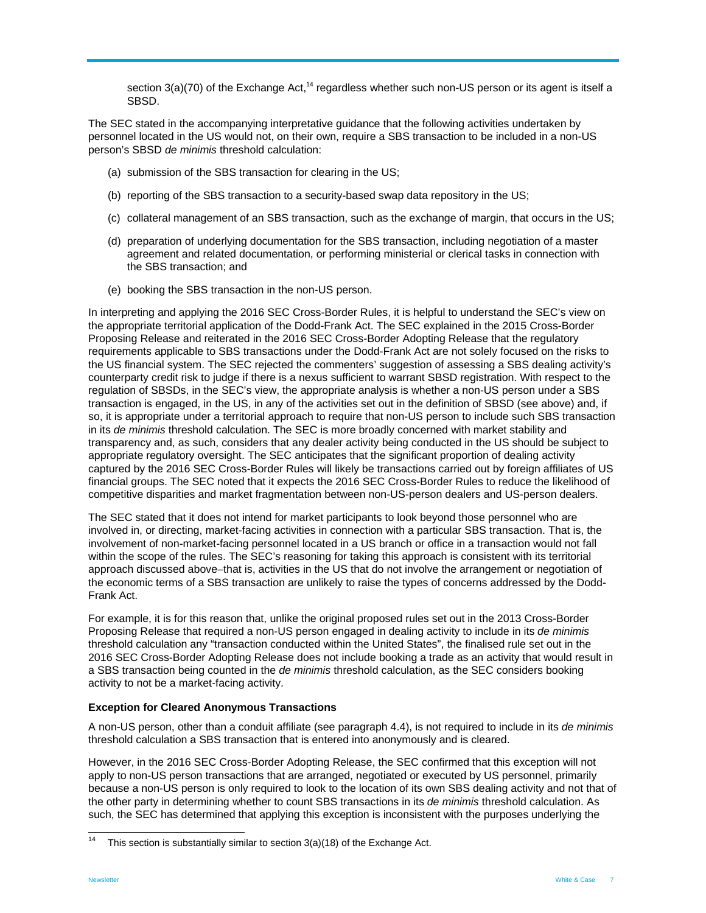section 3(a)(70) of the Exchange Act,[14] regardless whether such non-US person or its agent is itself a SBSD.

The SEC stated in the accompanying interpretative guidance that the following activities undertaken by personnel located in the US would not, on their own, require a SBS transaction to be included in a non-US person's SBSD *de minimis* threshold calculation:

(a) submission of the SBS transaction for clearing in the US;

(b) reporting of the SBS transaction to a security-based swap data repository in the US;

(c) collateral management of an SBS transaction, such as the exchange of margin, that occurs in the US;

(d) preparation of underlying documentation for the SBS transaction, including negotiation of a master agreement and related documentation, or performing ministerial or clerical tasks in connection with the SBS transaction; and

(e) booking the SBS transaction in the non-US person.

In interpreting and applying the 2016 SEC Cross-Border Rules, it is helpful to understand the SEC's view on the appropriate territorial application of the Dodd-Frank Act. The SEC explained in the 2015 Cross-Border Proposing Release and reiterated in the 2016 SEC Cross-Border Adopting Release that the regulatory requirements applicable to SBS transactions under the Dodd-Frank Act are not solely focused on the risks to the US financial system. The SEC rejected the commenters' suggestion of assessing a SBS dealing activity's counterparty credit risk to judge if there is a nexus sufficient to warrant SBSD registration. With respect to the regulation of SBSDs, in the SEC's view, the appropriate analysis is whether a non-US person under a SBS transaction is engaged, in the US, in any of the activities set out in the definition of SBSD (see above) and, if so, it is appropriate under a territorial approach to require that non-US person to include such SBS transaction in its *de minimis* threshold calculation. The SEC is more broadly concerned with market stability and transparency and, as such, considers that any dealer activity being conducted in the US should be subject to appropriate regulatory oversight. The SEC anticipates that the significant proportion of dealing activity captured by the 2016 SEC Cross-Border Rules will likely be transactions carried out by foreign affiliates of US financial groups. The SEC noted that it expects the 2016 SEC Cross-Border Rules to reduce the likelihood of competitive disparities and market fragmentation between non-US-person dealers and US-person dealers.

The SEC stated that it does not intend for market participants to look beyond those personnel who are involved in, or directing, market-facing activities in connection with a particular SBS transaction. That is, the involvement of non-market-facing personnel located in a US branch or office in a transaction would not fall within the scope of the rules. The SEC's reasoning for taking this approach is consistent with its territorial approach discussed above–that is, activities in the US that do not involve the arrangement or negotiation of the economic terms of a SBS transaction are unlikely to raise the types of concerns addressed by the Dodd-Frank Act.

For example, it is for this reason that, unlike the original proposed rules set out in the 2013 Cross-Border Proposing Release that required a non-US person engaged in dealing activity to include in its *de minimis* threshold calculation any "transaction conducted within the United States", the finalised rule set out in the 2016 SEC Cross-Border Adopting Release does not include booking a trade as an activity that would result in a SBS transaction being counted in the *de minimis* threshold calculation, as the SEC considers booking activity to not be a market-facing activity.

### Exception for Cleared Anonymous Transactions

A non-US person, other than a conduit affiliate (see paragraph 4.4), is not required to include in its *de minimis* threshold calculation a SBS transaction that is entered into anonymously and is cleared.

However, in the 2016 SEC Cross-Border Adopting Release, the SEC confirmed that this exception will not apply to non-US person transactions that are arranged, negotiated or executed by US personnel, primarily because a non-US person is only required to look to the location of its own SBS dealing activity and not that of the other party in determining whether to count SBS transactions in its *de minimis* threshold calculation. As such, the SEC has determined that applying this exception is inconsistent with the purposes underlying the

[14] This section is substantially similar to section 3(a)(18) of the Exchange Act.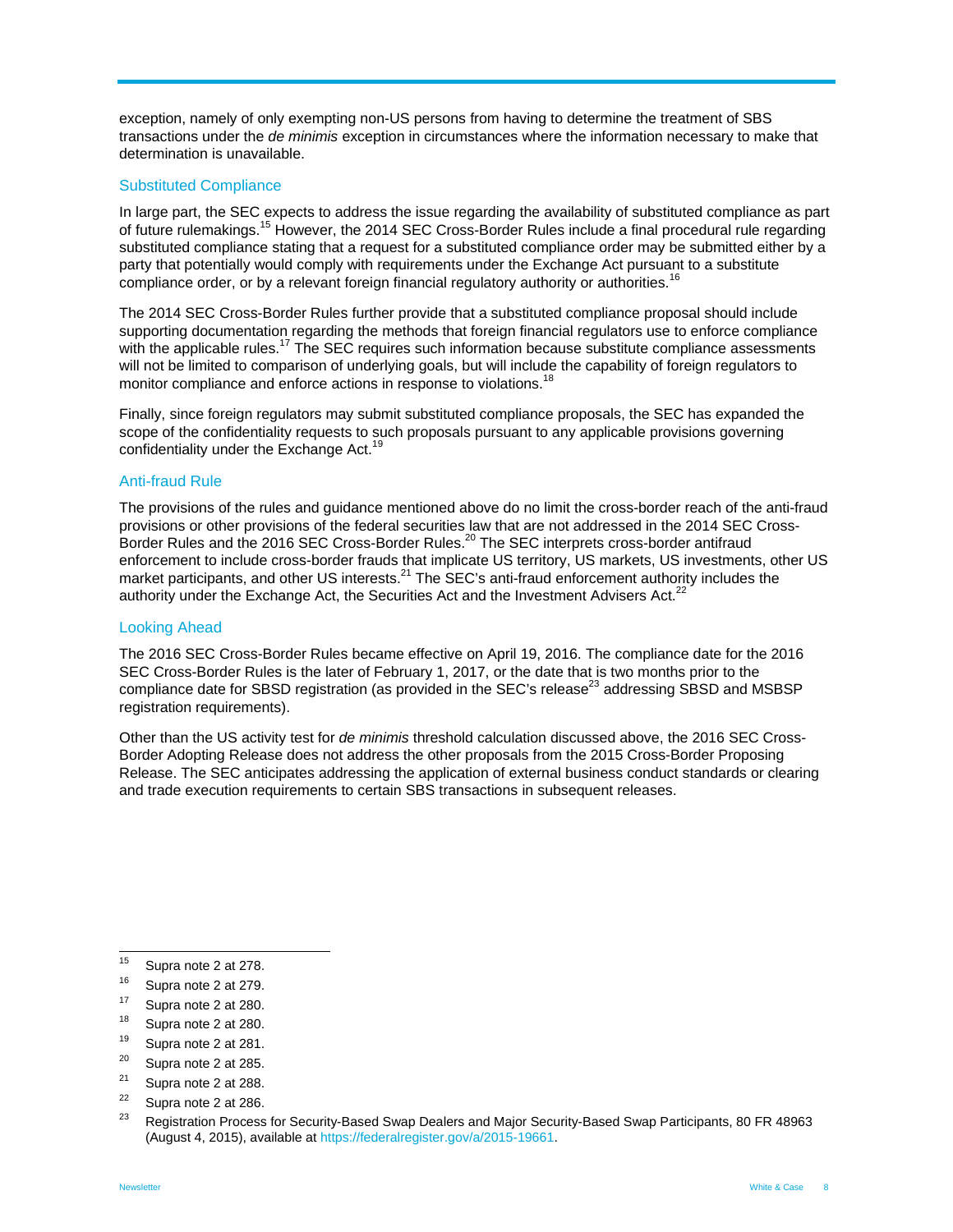exception, namely of only exempting non-US persons from having to determine the treatment of SBS transactions under the *de minimis* exception in circumstances where the information necessary to make that determination is unavailable.

### Substituted Compliance

In large part, the SEC expects to address the issue regarding the availability of substituted compliance as part of future rulemakings.[15] However, the 2014 SEC Cross-Border Rules include a final procedural rule regarding substituted compliance stating that a request for a substituted compliance order may be submitted either by a party that potentially would comply with requirements under the Exchange Act pursuant to a substitute compliance order, or by a relevant foreign financial regulatory authority or authorities.[16]

The 2014 SEC Cross-Border Rules further provide that a substituted compliance proposal should include supporting documentation regarding the methods that foreign financial regulators use to enforce compliance with the applicable rules.[17] The SEC requires such information because substitute compliance assessments will not be limited to comparison of underlying goals, but will include the capability of foreign regulators to monitor compliance and enforce actions in response to violations.[18]

Finally, since foreign regulators may submit substituted compliance proposals, the SEC has expanded the scope of the confidentiality requests to such proposals pursuant to any applicable provisions governing confidentiality under the Exchange Act.[19]

### Anti-fraud Rule

The provisions of the rules and guidance mentioned above do no limit the cross-border reach of the anti-fraud provisions or other provisions of the federal securities law that are not addressed in the 2014 SEC Cross-Border Rules and the 2016 SEC Cross-Border Rules.[20] The SEC interprets cross-border antifraud enforcement to include cross-border frauds that implicate US territory, US markets, US investments, other US market participants, and other US interests.[21] The SEC's anti-fraud enforcement authority includes the authority under the Exchange Act, the Securities Act and the Investment Advisers Act.[22]

### Looking Ahead

The 2016 SEC Cross-Border Rules became effective on April 19, 2016. The compliance date for the 2016 SEC Cross-Border Rules is the later of February 1, 2017, or the date that is two months prior to the compliance date for SBSD registration (as provided in the SEC's release[23] addressing SBSD and MSBSP registration requirements).

Other than the US activity test for *de minimis* threshold calculation discussed above, the 2016 SEC Cross-Border Adopting Release does not address the other proposals from the 2015 Cross-Border Proposing Release. The SEC anticipates addressing the application of external business conduct standards or clearing and trade execution requirements to certain SBS transactions in subsequent releases.

---

[15] Supra note 2 at 278.

[16] Supra note 2 at 279.

[17] Supra note 2 at 280.

[18] Supra note 2 at 280.

[19] Supra note 2 at 281.

[20] Supra note 2 at 285.

[21] Supra note 2 at 288.

[22] Supra note 2 at 286.

[23] Registration Process for Security-Based Swap Dealers and Major Security-Based Swap Participants, 80 FR 48963 (August 4, 2015), available at https://federalregister.gov/a/2015-19661.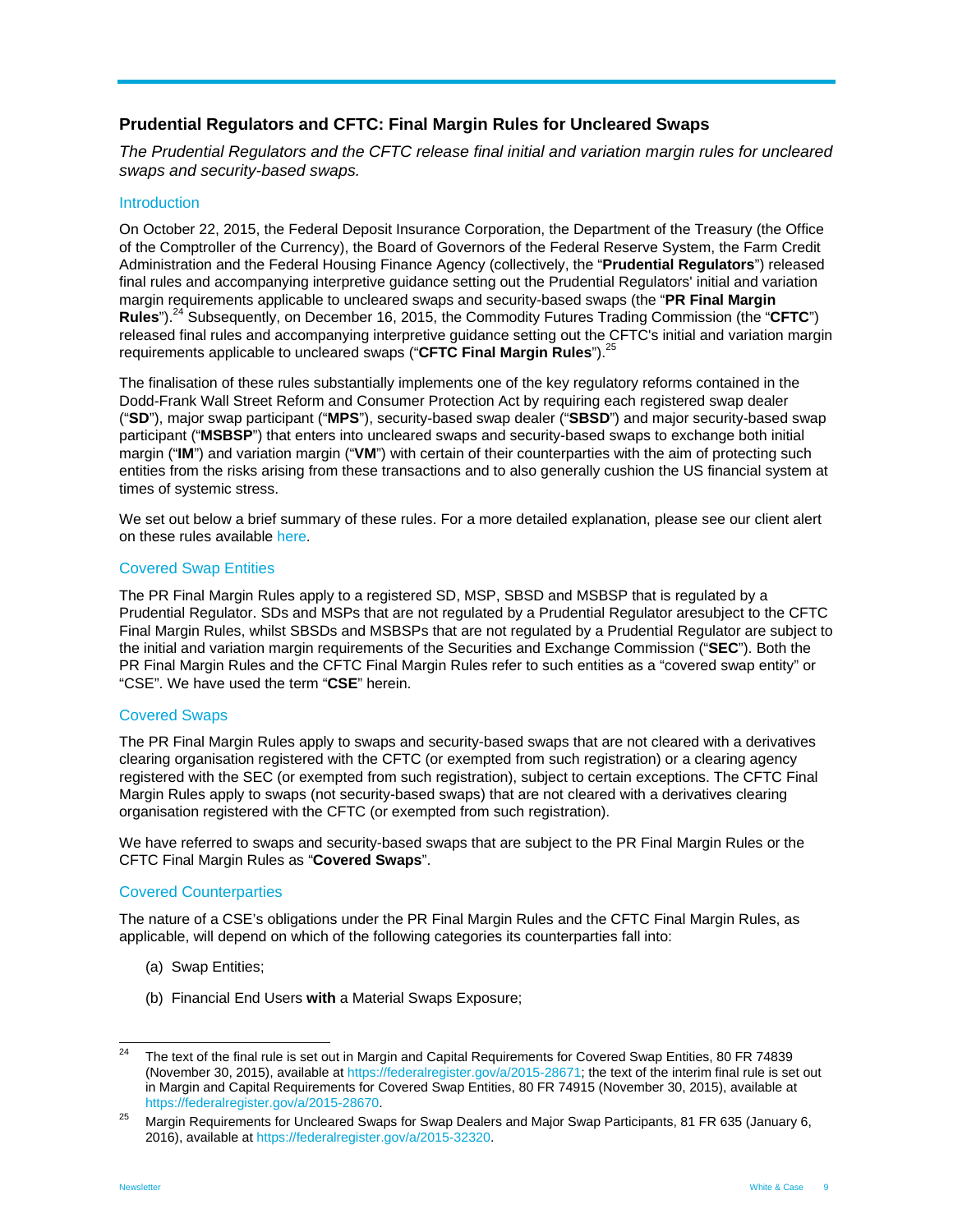## Prudential Regulators and CFTC: Final Margin Rules for Uncleared Swaps

*The Prudential Regulators and the CFTC release final initial and variation margin rules for uncleared swaps and security-based swaps.*

### Introduction

On October 22, 2015, the Federal Deposit Insurance Corporation, the Department of the Treasury (the Office of the Comptroller of the Currency), the Board of Governors of the Federal Reserve System, the Farm Credit Administration and the Federal Housing Finance Agency (collectively, the "**Prudential Regulators**") released final rules and accompanying interpretive guidance setting out the Prudential Regulators' initial and variation margin requirements applicable to uncleared swaps and security-based swaps (the "**PR Final Margin Rules**").[24] Subsequently, on December 16, 2015, the Commodity Futures Trading Commission (the "**CFTC**") released final rules and accompanying interpretive guidance setting out the CFTC's initial and variation margin requirements applicable to uncleared swaps ("**CFTC Final Margin Rules**").[25]

The finalisation of these rules substantially implements one of the key regulatory reforms contained in the Dodd-Frank Wall Street Reform and Consumer Protection Act by requiring each registered swap dealer ("**SD**"), major swap participant ("**MPS**"), security-based swap dealer ("**SBSD**") and major security-based swap participant ("**MSBSP**") that enters into uncleared swaps and security-based swaps to exchange both initial margin ("**IM**") and variation margin ("**VM**") with certain of their counterparties with the aim of protecting such entities from the risks arising from these transactions and to also generally cushion the US financial system at times of systemic stress.

We set out below a brief summary of these rules. For a more detailed explanation, please see our client alert on these rules available here.

### Covered Swap Entities

The PR Final Margin Rules apply to a registered SD, MSP, SBSD and MSBSP that is regulated by a Prudential Regulator. SDs and MSPs that are not regulated by a Prudential Regulator aresubject to the CFTC Final Margin Rules, whilst SBSDs and MSBSPs that are not regulated by a Prudential Regulator are subject to the initial and variation margin requirements of the Securities and Exchange Commission ("**SEC**"). Both the PR Final Margin Rules and the CFTC Final Margin Rules refer to such entities as a "covered swap entity" or "CSE". We have used the term "**CSE**" herein.

### Covered Swaps

The PR Final Margin Rules apply to swaps and security-based swaps that are not cleared with a derivatives clearing organisation registered with the CFTC (or exempted from such registration) or a clearing agency registered with the SEC (or exempted from such registration), subject to certain exceptions. The CFTC Final Margin Rules apply to swaps (not security-based swaps) that are not cleared with a derivatives clearing organisation registered with the CFTC (or exempted from such registration).

We have referred to swaps and security-based swaps that are subject to the PR Final Margin Rules or the CFTC Final Margin Rules as "**Covered Swaps**".

### Covered Counterparties

The nature of a CSE's obligations under the PR Final Margin Rules and the CFTC Final Margin Rules, as applicable, will depend on which of the following categories its counterparties fall into:

(a) Swap Entities;

(b) Financial End Users **with** a Material Swaps Exposure;

---

[24] The text of the final rule is set out in Margin and Capital Requirements for Covered Swap Entities, 80 FR 74839 (November 30, 2015), available at https://federalregister.gov/a/2015-28671; the text of the interim final rule is set out in Margin and Capital Requirements for Covered Swap Entities, 80 FR 74915 (November 30, 2015), available at https://federalregister.gov/a/2015-28670.

[25] Margin Requirements for Uncleared Swaps for Swap Dealers and Major Swap Participants, 81 FR 635 (January 6, 2016), available at https://federalregister.gov/a/2015-32320.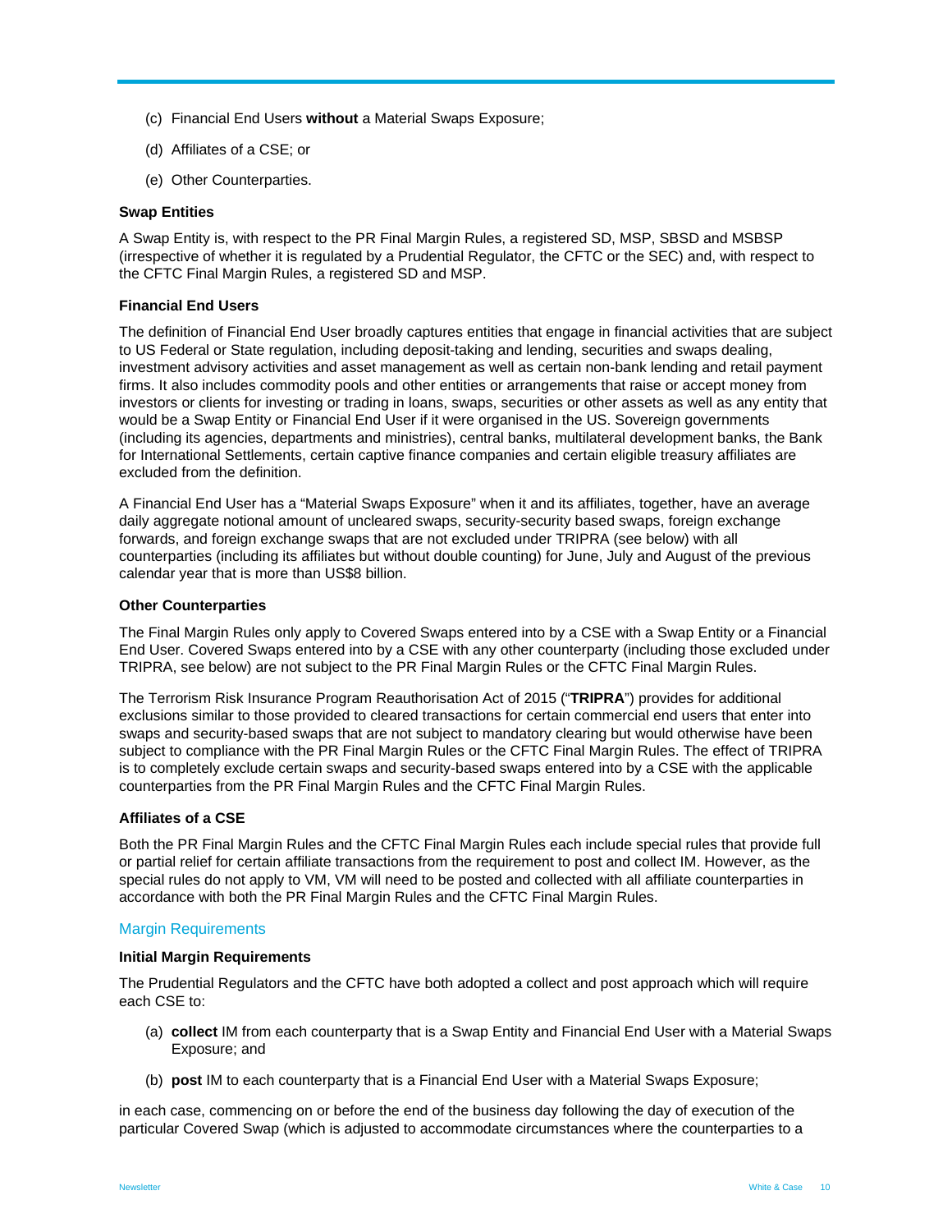(c) Financial End Users **without** a Material Swaps Exposure;

(d) Affiliates of a CSE; or

(e) Other Counterparties.

**Swap Entities**

A Swap Entity is, with respect to the PR Final Margin Rules, a registered SD, MSP, SBSD and MSBSP (irrespective of whether it is regulated by a Prudential Regulator, the CFTC or the SEC) and, with respect to the CFTC Final Margin Rules, a registered SD and MSP.

**Financial End Users**

The definition of Financial End User broadly captures entities that engage in financial activities that are subject to US Federal or State regulation, including deposit-taking and lending, securities and swaps dealing, investment advisory activities and asset management as well as certain non-bank lending and retail payment firms. It also includes commodity pools and other entities or arrangements that raise or accept money from investors or clients for investing or trading in loans, swaps, securities or other assets as well as any entity that would be a Swap Entity or Financial End User if it were organised in the US. Sovereign governments (including its agencies, departments and ministries), central banks, multilateral development banks, the Bank for International Settlements, certain captive finance companies and certain eligible treasury affiliates are excluded from the definition.

A Financial End User has a "Material Swaps Exposure" when it and its affiliates, together, have an average daily aggregate notional amount of uncleared swaps, security-security based swaps, foreign exchange forwards, and foreign exchange swaps that are not excluded under TRIPRA (see below) with all counterparties (including its affiliates but without double counting) for June, July and August of the previous calendar year that is more than US$8 billion.

**Other Counterparties**

The Final Margin Rules only apply to Covered Swaps entered into by a CSE with a Swap Entity or a Financial End User. Covered Swaps entered into by a CSE with any other counterparty (including those excluded under TRIPRA, see below) are not subject to the PR Final Margin Rules or the CFTC Final Margin Rules.

The Terrorism Risk Insurance Program Reauthorisation Act of 2015 ("**TRIPRA**") provides for additional exclusions similar to those provided to cleared transactions for certain commercial end users that enter into swaps and security-based swaps that are not subject to mandatory clearing but would otherwise have been subject to compliance with the PR Final Margin Rules or the CFTC Final Margin Rules. The effect of TRIPRA is to completely exclude certain swaps and security-based swaps entered into by a CSE with the applicable counterparties from the PR Final Margin Rules and the CFTC Final Margin Rules.

**Affiliates of a CSE**

Both the PR Final Margin Rules and the CFTC Final Margin Rules each include special rules that provide full or partial relief for certain affiliate transactions from the requirement to post and collect IM. However, as the special rules do not apply to VM, VM will need to be posted and collected with all affiliate counterparties in accordance with both the PR Final Margin Rules and the CFTC Final Margin Rules.

## Margin Requirements

**Initial Margin Requirements**

The Prudential Regulators and the CFTC have both adopted a collect and post approach which will require each CSE to:

(a) **collect** IM from each counterparty that is a Swap Entity and Financial End User with a Material Swaps Exposure; and

(b) **post** IM to each counterparty that is a Financial End User with a Material Swaps Exposure;

in each case, commencing on or before the end of the business day following the day of execution of the particular Covered Swap (which is adjusted to accommodate circumstances where the counterparties to a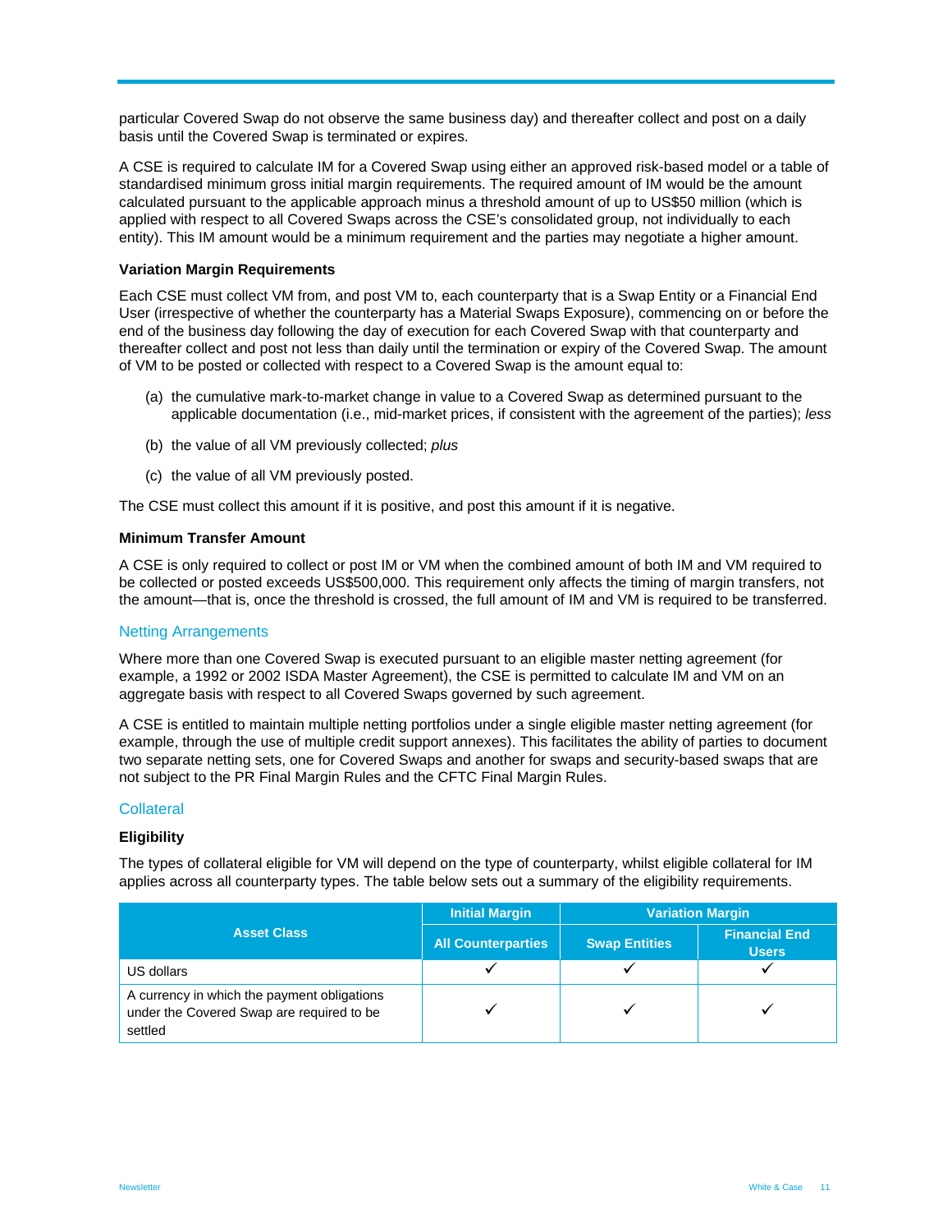particular Covered Swap do not observe the same business day) and thereafter collect and post on a daily basis until the Covered Swap is terminated or expires.

A CSE is required to calculate IM for a Covered Swap using either an approved risk-based model or a table of standardised minimum gross initial margin requirements. The required amount of IM would be the amount calculated pursuant to the applicable approach minus a threshold amount of up to US$50 million (which is applied with respect to all Covered Swaps across the CSE's consolidated group, not individually to each entity). This IM amount would be a minimum requirement and the parties may negotiate a higher amount.

**Variation Margin Requirements**

Each CSE must collect VM from, and post VM to, each counterparty that is a Swap Entity or a Financial End User (irrespective of whether the counterparty has a Material Swaps Exposure), commencing on or before the end of the business day following the day of execution for each Covered Swap with that counterparty and thereafter collect and post not less than daily until the termination or expiry of the Covered Swap. The amount of VM to be posted or collected with respect to a Covered Swap is the amount equal to:

(a) the cumulative mark-to-market change in value to a Covered Swap as determined pursuant to the applicable documentation (i.e., mid-market prices, if consistent with the agreement of the parties); *less*

(b) the value of all VM previously collected; *plus*

(c) the value of all VM previously posted.

The CSE must collect this amount if it is positive, and post this amount if it is negative.

**Minimum Transfer Amount**

A CSE is only required to collect or post IM or VM when the combined amount of both IM and VM required to be collected or posted exceeds US$500,000. This requirement only affects the timing of margin transfers, not the amount—that is, once the threshold is crossed, the full amount of IM and VM is required to be transferred.

## Netting Arrangements

Where more than one Covered Swap is executed pursuant to an eligible master netting agreement (for example, a 1992 or 2002 ISDA Master Agreement), the CSE is permitted to calculate IM and VM on an aggregate basis with respect to all Covered Swaps governed by such agreement.

A CSE is entitled to maintain multiple netting portfolios under a single eligible master netting agreement (for example, through the use of multiple credit support annexes). This facilitates the ability of parties to document two separate netting sets, one for Covered Swaps and another for swaps and security-based swaps that are not subject to the PR Final Margin Rules and the CFTC Final Margin Rules.

## Collateral

**Eligibility**

The types of collateral eligible for VM will depend on the type of counterparty, whilst eligible collateral for IM applies across all counterparty types. The table below sets out a summary of the eligibility requirements.

| Asset Class | Initial Margin | Variation Margin | |
|---|---|---|---|
| | All Counterparties | Swap Entities | Financial End Users |
| US dollars | ✓ | ✓ | ✓ |
| A currency in which the payment obligations under the Covered Swap are required to be settled | ✓ | ✓ | ✓ |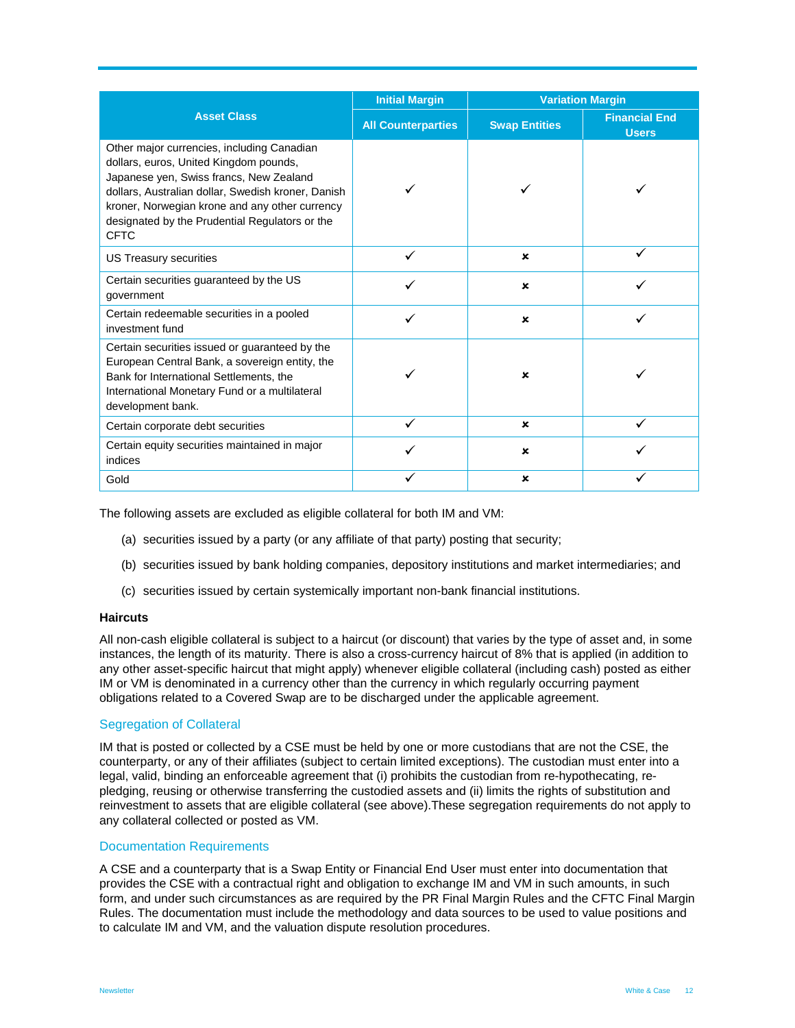| Asset Class | Initial Margin | Variation Margin | |
|---|---|---|---|
| | All Counterparties | Swap Entities | Financial End Users |
| Other major currencies, including Canadian dollars, euros, United Kingdom pounds, Japanese yen, Swiss francs, New Zealand dollars, Australian dollar, Swedish kroner, Danish kroner, Norwegian krone and any other currency designated by the Prudential Regulators or the CFTC | ✓ | ✓ | ✓ |
| US Treasury securities | ✓ | ✗ | ✓ |
| Certain securities guaranteed by the US government | ✓ | ✗ | ✓ |
| Certain redeemable securities in a pooled investment fund | ✓ | ✗ | ✓ |
| Certain securities issued or guaranteed by the European Central Bank, a sovereign entity, the Bank for International Settlements, the International Monetary Fund or a multilateral development bank. | ✓ | ✗ | ✓ |
| Certain corporate debt securities | ✓ | ✗ | ✓ |
| Certain equity securities maintained in major indices | ✓ | ✗ | ✓ |
| Gold | ✓ | ✗ | ✓ |

The following assets are excluded as eligible collateral for both IM and VM:

(a) securities issued by a party (or any affiliate of that party) posting that security;

(b) securities issued by bank holding companies, depository institutions and market intermediaries; and

(c) securities issued by certain systemically important non-bank financial institutions.

**Haircuts**

All non-cash eligible collateral is subject to a haircut (or discount) that varies by the type of asset and, in some instances, the length of its maturity. There is also a cross-currency haircut of 8% that is applied (in addition to any other asset-specific haircut that might apply) whenever eligible collateral (including cash) posted as either IM or VM is denominated in a currency other than the currency in which regularly occurring payment obligations related to a Covered Swap are to be discharged under the applicable agreement.

## Segregation of Collateral

IM that is posted or collected by a CSE must be held by one or more custodians that are not the CSE, the counterparty, or any of their affiliates (subject to certain limited exceptions). The custodian must enter into a legal, valid, binding an enforceable agreement that (i) prohibits the custodian from re-hypothecating, re-pledging, reusing or otherwise transferring the custodied assets and (ii) limits the rights of substitution and reinvestment to assets that are eligible collateral (see above).These segregation requirements do not apply to any collateral collected or posted as VM.

## Documentation Requirements

A CSE and a counterparty that is a Swap Entity or Financial End User must enter into documentation that provides the CSE with a contractual right and obligation to exchange IM and VM in such amounts, in such form, and under such circumstances as are required by the PR Final Margin Rules and the CFTC Final Margin Rules. The documentation must include the methodology and data sources to be used to value positions and to calculate IM and VM, and the valuation dispute resolution procedures.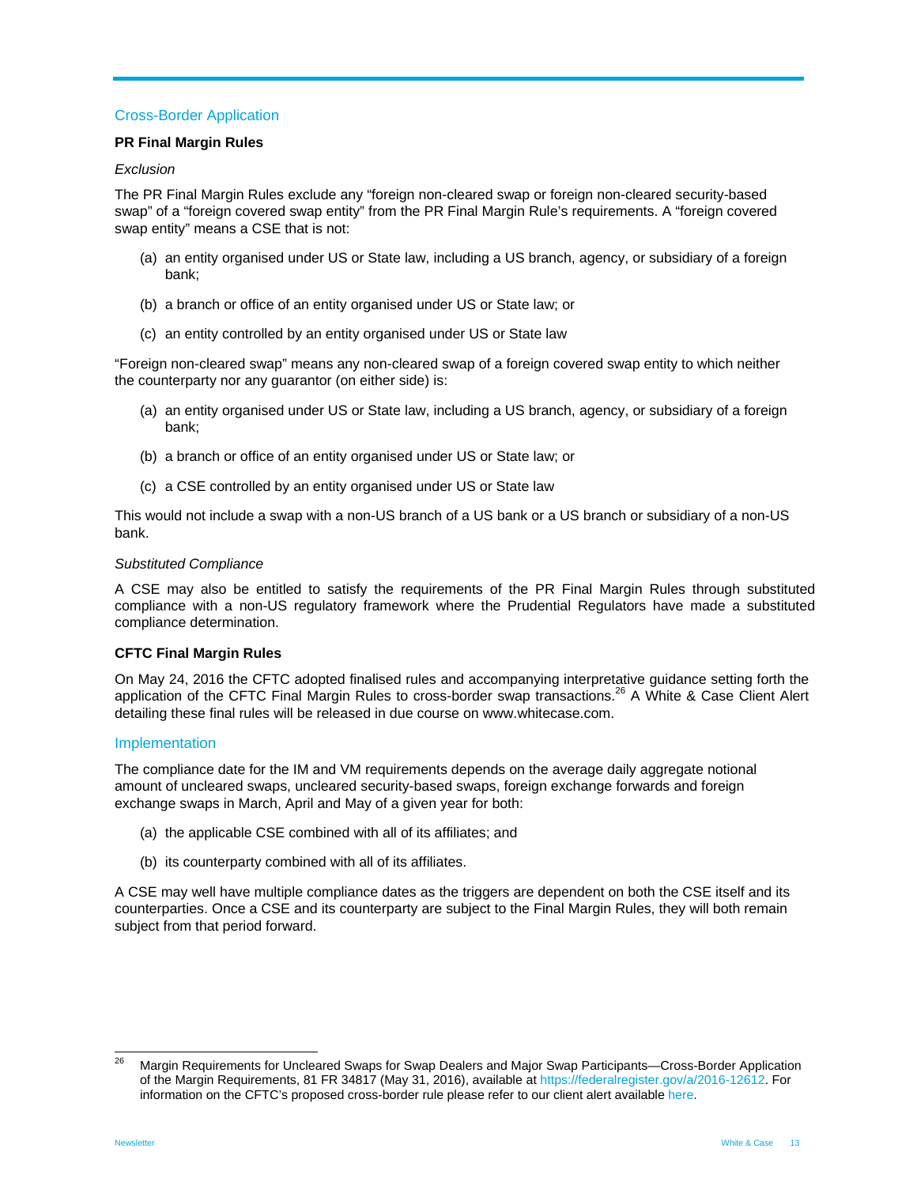## Cross-Border Application

### PR Final Margin Rules

*Exclusion*

The PR Final Margin Rules exclude any "foreign non-cleared swap or foreign non-cleared security-based swap" of a "foreign covered swap entity" from the PR Final Margin Rule's requirements. A "foreign covered swap entity" means a CSE that is not:

(a) an entity organised under US or State law, including a US branch, agency, or subsidiary of a foreign bank;

(b) a branch or office of an entity organised under US or State law; or

(c) an entity controlled by an entity organised under US or State law

"Foreign non-cleared swap" means any non-cleared swap of a foreign covered swap entity to which neither the counterparty nor any guarantor (on either side) is:

(a) an entity organised under US or State law, including a US branch, agency, or subsidiary of a foreign bank;

(b) a branch or office of an entity organised under US or State law; or

(c) a CSE controlled by an entity organised under US or State law

This would not include a swap with a non-US branch of a US bank or a US branch or subsidiary of a non-US bank.

*Substituted Compliance*

A CSE may also be entitled to satisfy the requirements of the PR Final Margin Rules through substituted compliance with a non-US regulatory framework where the Prudential Regulators have made a substituted compliance determination.

### CFTC Final Margin Rules

On May 24, 2016 the CFTC adopted finalised rules and accompanying interpretative guidance setting forth the application of the CFTC Final Margin Rules to cross-border swap transactions.[26] A White & Case Client Alert detailing these final rules will be released in due course on www.whitecase.com.

## Implementation

The compliance date for the IM and VM requirements depends on the average daily aggregate notional amount of uncleared swaps, uncleared security-based swaps, foreign exchange forwards and foreign exchange swaps in March, April and May of a given year for both:

(a) the applicable CSE combined with all of its affiliates; and

(b) its counterparty combined with all of its affiliates.

A CSE may well have multiple compliance dates as the triggers are dependent on both the CSE itself and its counterparties. Once a CSE and its counterparty are subject to the Final Margin Rules, they will both remain subject from that period forward.

---

[26] Margin Requirements for Uncleared Swaps for Swap Dealers and Major Swap Participants—Cross-Border Application of the Margin Requirements, 81 FR 34817 (May 31, 2016), available at https://federalregister.gov/a/2016-12612. For information on the CFTC's proposed cross-border rule please refer to our client alert available here.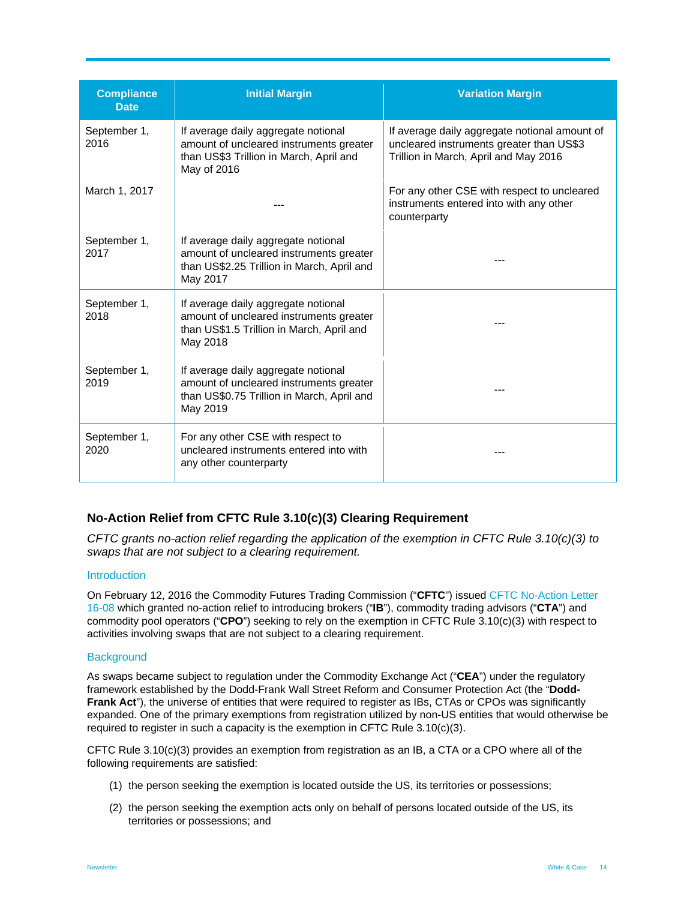| Compliance Date | Initial Margin | Variation Margin |
| --- | --- | --- |
| September 1, 2016 | If average daily aggregate notional amount of uncleared instruments greater than US$3 Trillion in March, April and May of 2016 | If average daily aggregate notional amount of uncleared instruments greater than US$3 Trillion in March, April and May 2016 |
| March 1, 2017 | --- | For any other CSE with respect to uncleared instruments entered into with any other counterparty |
| September 1, 2017 | If average daily aggregate notional amount of uncleared instruments greater than US$2.25 Trillion in March, April and May 2017 | --- |
| September 1, 2018 | If average daily aggregate notional amount of uncleared instruments greater than US$1.5 Trillion in March, April and May 2018 | --- |
| September 1, 2019 | If average daily aggregate notional amount of uncleared instruments greater than US$0.75 Trillion in March, April and May 2019 | --- |
| September 1, 2020 | For any other CSE with respect to uncleared instruments entered into with any other counterparty | --- |

## No-Action Relief from CFTC Rule 3.10(c)(3) Clearing Requirement

*CFTC grants no-action relief regarding the application of the exemption in CFTC Rule 3.10(c)(3) to swaps that are not subject to a clearing requirement.*

### Introduction

On February 12, 2016 the Commodity Futures Trading Commission ("**CFTC**") issued CFTC No-Action Letter 16-08 which granted no-action relief to introducing brokers ("**IB**"), commodity trading advisors ("**CTA**") and commodity pool operators ("**CPO**") seeking to rely on the exemption in CFTC Rule 3.10(c)(3) with respect to activities involving swaps that are not subject to a clearing requirement.

### Background

As swaps became subject to regulation under the Commodity Exchange Act ("**CEA**") under the regulatory framework established by the Dodd-Frank Wall Street Reform and Consumer Protection Act (the "**Dodd-Frank Act**"), the universe of entities that were required to register as IBs, CTAs or CPOs was significantly expanded. One of the primary exemptions from registration utilized by non-US entities that would otherwise be required to register in such a capacity is the exemption in CFTC Rule 3.10(c)(3).

CFTC Rule 3.10(c)(3) provides an exemption from registration as an IB, a CTA or a CPO where all of the following requirements are satisfied:

(1) the person seeking the exemption is located outside the US, its territories or possessions;

(2) the person seeking the exemption acts only on behalf of persons located outside of the US, its territories or possessions; and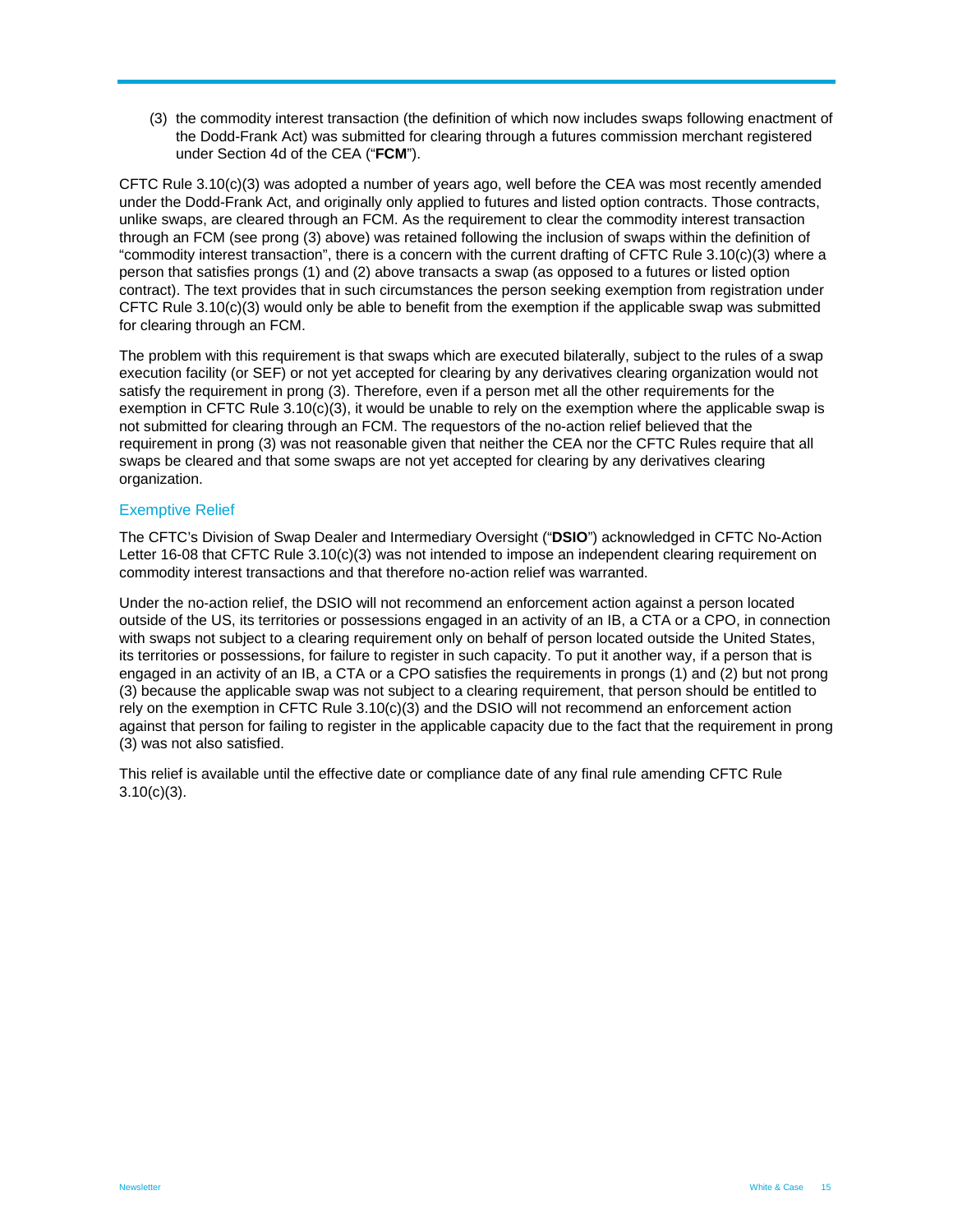(3) the commodity interest transaction (the definition of which now includes swaps following enactment of the Dodd-Frank Act) was submitted for clearing through a futures commission merchant registered under Section 4d of the CEA ("**FCM**").

CFTC Rule 3.10(c)(3) was adopted a number of years ago, well before the CEA was most recently amended under the Dodd-Frank Act, and originally only applied to futures and listed option contracts. Those contracts, unlike swaps, are cleared through an FCM. As the requirement to clear the commodity interest transaction through an FCM (see prong (3) above) was retained following the inclusion of swaps within the definition of "commodity interest transaction", there is a concern with the current drafting of CFTC Rule 3.10(c)(3) where a person that satisfies prongs (1) and (2) above transacts a swap (as opposed to a futures or listed option contract). The text provides that in such circumstances the person seeking exemption from registration under CFTC Rule 3.10(c)(3) would only be able to benefit from the exemption if the applicable swap was submitted for clearing through an FCM.

The problem with this requirement is that swaps which are executed bilaterally, subject to the rules of a swap execution facility (or SEF) or not yet accepted for clearing by any derivatives clearing organization would not satisfy the requirement in prong (3). Therefore, even if a person met all the other requirements for the exemption in CFTC Rule 3.10(c)(3), it would be unable to rely on the exemption where the applicable swap is not submitted for clearing through an FCM. The requestors of the no-action relief believed that the requirement in prong (3) was not reasonable given that neither the CEA nor the CFTC Rules require that all swaps be cleared and that some swaps are not yet accepted for clearing by any derivatives clearing organization.

### Exemptive Relief

The CFTC's Division of Swap Dealer and Intermediary Oversight ("**DSIO**") acknowledged in CFTC No-Action Letter 16-08 that CFTC Rule 3.10(c)(3) was not intended to impose an independent clearing requirement on commodity interest transactions and that therefore no-action relief was warranted.

Under the no-action relief, the DSIO will not recommend an enforcement action against a person located outside of the US, its territories or possessions engaged in an activity of an IB, a CTA or a CPO, in connection with swaps not subject to a clearing requirement only on behalf of person located outside the United States, its territories or possessions, for failure to register in such capacity. To put it another way, if a person that is engaged in an activity of an IB, a CTA or a CPO satisfies the requirements in prongs (1) and (2) but not prong (3) because the applicable swap was not subject to a clearing requirement, that person should be entitled to rely on the exemption in CFTC Rule 3.10(c)(3) and the DSIO will not recommend an enforcement action against that person for failing to register in the applicable capacity due to the fact that the requirement in prong (3) was not also satisfied.

This relief is available until the effective date or compliance date of any final rule amending CFTC Rule 3.10(c)(3).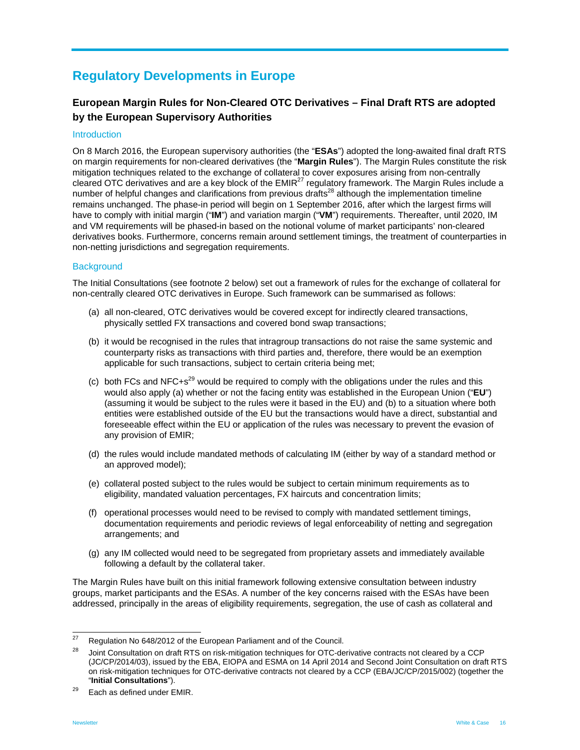# Regulatory Developments in Europe

## European Margin Rules for Non-Cleared OTC Derivatives – Final Draft RTS are adopted by the European Supervisory Authorities

### Introduction

On 8 March 2016, the European supervisory authorities (the "**ESAs**") adopted the long-awaited final draft RTS on margin requirements for non-cleared derivatives (the "**Margin Rules**"). The Margin Rules constitute the risk mitigation techniques related to the exchange of collateral to cover exposures arising from non-centrally cleared OTC derivatives and are a key block of the EMIR[27] regulatory framework. The Margin Rules include a number of helpful changes and clarifications from previous drafts[28] although the implementation timeline remains unchanged. The phase-in period will begin on 1 September 2016, after which the largest firms will have to comply with initial margin ("**IM**") and variation margin ("**VM**") requirements. Thereafter, until 2020, IM and VM requirements will be phased-in based on the notional volume of market participants' non-cleared derivatives books. Furthermore, concerns remain around settlement timings, the treatment of counterparties in non-netting jurisdictions and segregation requirements.

### Background

The Initial Consultations (see footnote 2 below) set out a framework of rules for the exchange of collateral for non-centrally cleared OTC derivatives in Europe. Such framework can be summarised as follows:

(a) all non-cleared, OTC derivatives would be covered except for indirectly cleared transactions, physically settled FX transactions and covered bond swap transactions;

(b) it would be recognised in the rules that intragroup transactions do not raise the same systemic and counterparty risks as transactions with third parties and, therefore, there would be an exemption applicable for such transactions, subject to certain criteria being met;

(c) both FCs and NFC+s[29] would be required to comply with the obligations under the rules and this would also apply (a) whether or not the facing entity was established in the European Union ("**EU**") (assuming it would be subject to the rules were it based in the EU) and (b) to a situation where both entities were established outside of the EU but the transactions would have a direct, substantial and foreseeable effect within the EU or application of the rules was necessary to prevent the evasion of any provision of EMIR;

(d) the rules would include mandated methods of calculating IM (either by way of a standard method or an approved model);

(e) collateral posted subject to the rules would be subject to certain minimum requirements as to eligibility, mandated valuation percentages, FX haircuts and concentration limits;

(f) operational processes would need to be revised to comply with mandated settlement timings, documentation requirements and periodic reviews of legal enforceability of netting and segregation arrangements; and

(g) any IM collected would need to be segregated from proprietary assets and immediately available following a default by the collateral taker.

The Margin Rules have built on this initial framework following extensive consultation between industry groups, market participants and the ESAs. A number of the key concerns raised with the ESAs have been addressed, principally in the areas of eligibility requirements, segregation, the use of cash as collateral and

---

[27] Regulation No 648/2012 of the European Parliament and of the Council.

[28] Joint Consultation on draft RTS on risk-mitigation techniques for OTC-derivative contracts not cleared by a CCP (JC/CP/2014/03), issued by the EBA, EIOPA and ESMA on 14 April 2014 and Second Joint Consultation on draft RTS on risk-mitigation techniques for OTC-derivative contracts not cleared by a CCP (EBA/JC/CP/2015/002) (together the "**Initial Consultations**").

[29] Each as defined under EMIR.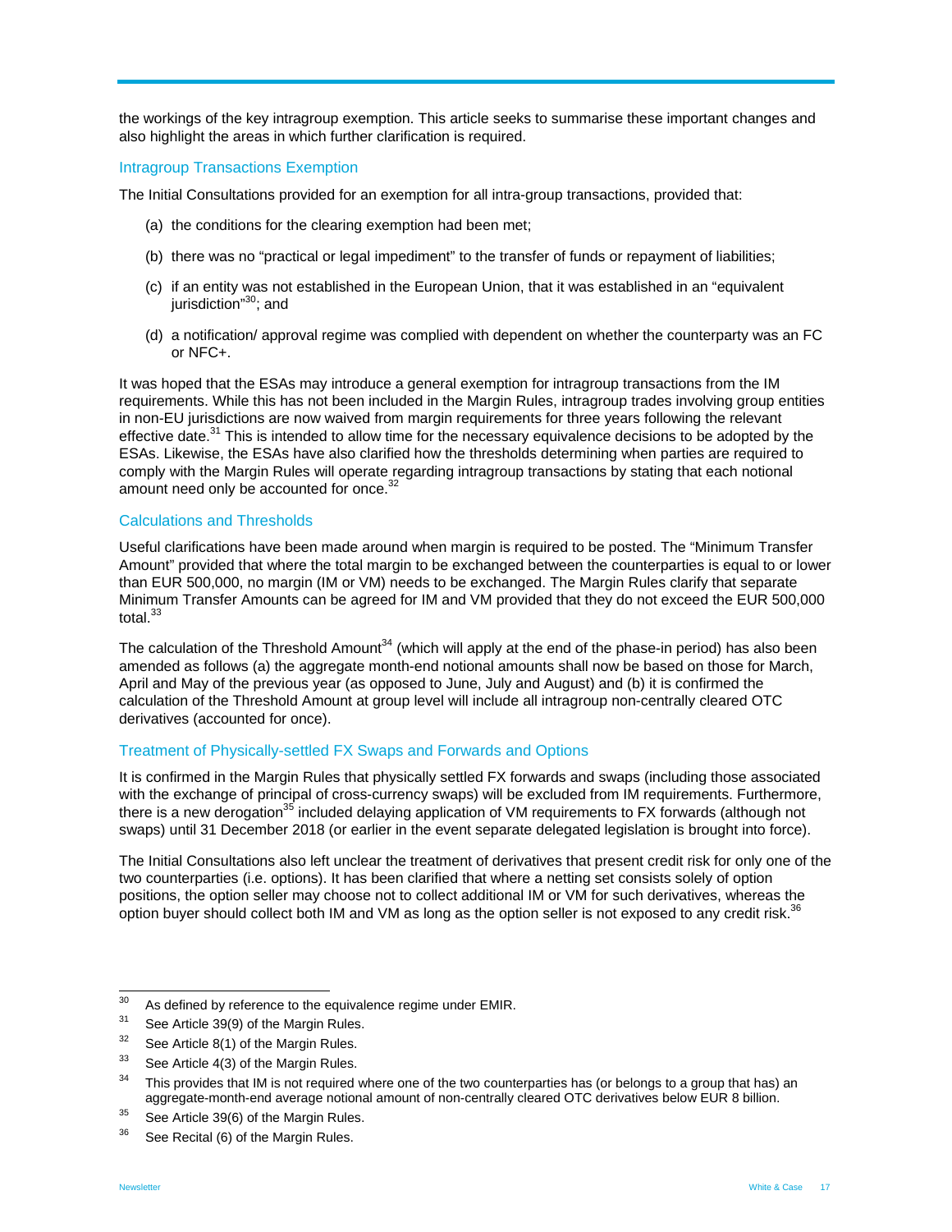the workings of the key intragroup exemption. This article seeks to summarise these important changes and also highlight the areas in which further clarification is required.

## Intragroup Transactions Exemption

The Initial Consultations provided for an exemption for all intra-group transactions, provided that:

(a) the conditions for the clearing exemption had been met;

(b) there was no "practical or legal impediment" to the transfer of funds or repayment of liabilities;

(c) if an entity was not established in the European Union, that it was established in an "equivalent jurisdiction"[30]; and

(d) a notification/ approval regime was complied with dependent on whether the counterparty was an FC or NFC+.

It was hoped that the ESAs may introduce a general exemption for intragroup transactions from the IM requirements. While this has not been included in the Margin Rules, intragroup trades involving group entities in non-EU jurisdictions are now waived from margin requirements for three years following the relevant effective date.[31] This is intended to allow time for the necessary equivalence decisions to be adopted by the ESAs. Likewise, the ESAs have also clarified how the thresholds determining when parties are required to comply with the Margin Rules will operate regarding intragroup transactions by stating that each notional amount need only be accounted for once.[32]

## Calculations and Thresholds

Useful clarifications have been made around when margin is required to be posted. The "Minimum Transfer Amount" provided that where the total margin to be exchanged between the counterparties is equal to or lower than EUR 500,000, no margin (IM or VM) needs to be exchanged. The Margin Rules clarify that separate Minimum Transfer Amounts can be agreed for IM and VM provided that they do not exceed the EUR 500,000 total.[33]

The calculation of the Threshold Amount[34] (which will apply at the end of the phase-in period) has also been amended as follows (a) the aggregate month-end notional amounts shall now be based on those for March, April and May of the previous year (as opposed to June, July and August) and (b) it is confirmed the calculation of the Threshold Amount at group level will include all intragroup non-centrally cleared OTC derivatives (accounted for once).

## Treatment of Physically-settled FX Swaps and Forwards and Options

It is confirmed in the Margin Rules that physically settled FX forwards and swaps (including those associated with the exchange of principal of cross-currency swaps) will be excluded from IM requirements. Furthermore, there is a new derogation[35] included delaying application of VM requirements to FX forwards (although not swaps) until 31 December 2018 (or earlier in the event separate delegated legislation is brought into force).

The Initial Consultations also left unclear the treatment of derivatives that present credit risk for only one of the two counterparties (i.e. options). It has been clarified that where a netting set consists solely of option positions, the option seller may choose not to collect additional IM or VM for such derivatives, whereas the option buyer should collect both IM and VM as long as the option seller is not exposed to any credit risk.[36]

---

[30] As defined by reference to the equivalence regime under EMIR.

[31] See Article 39(9) of the Margin Rules.

[32] See Article 8(1) of the Margin Rules.

[33] See Article 4(3) of the Margin Rules.

[34] This provides that IM is not required where one of the two counterparties has (or belongs to a group that has) an aggregate-month-end average notional amount of non-centrally cleared OTC derivatives below EUR 8 billion.

[35] See Article 39(6) of the Margin Rules.

[36] See Recital (6) of the Margin Rules.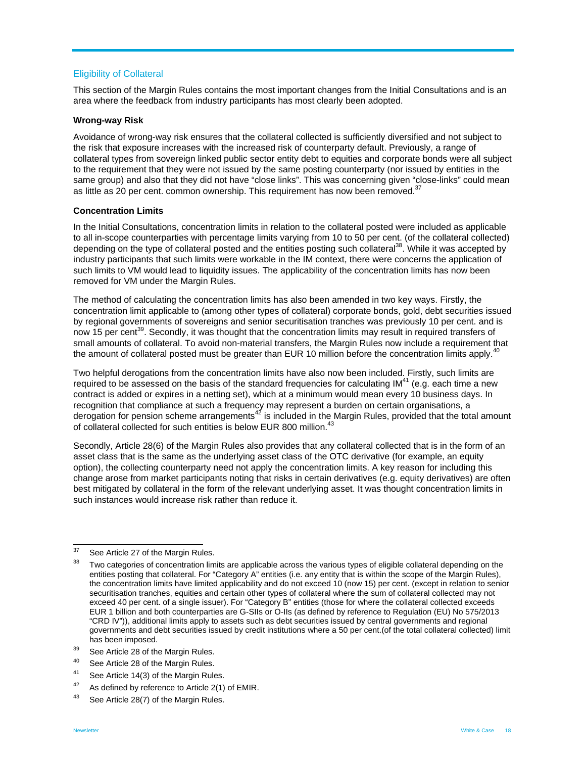## Eligibility of Collateral

This section of the Margin Rules contains the most important changes from the Initial Consultations and is an area where the feedback from industry participants has most clearly been adopted.

### Wrong-way Risk

Avoidance of wrong-way risk ensures that the collateral collected is sufficiently diversified and not subject to the risk that exposure increases with the increased risk of counterparty default. Previously, a range of collateral types from sovereign linked public sector entity debt to equities and corporate bonds were all subject to the requirement that they were not issued by the same posting counterparty (nor issued by entities in the same group) and also that they did not have "close links". This was concerning given "close-links" could mean as little as 20 per cent. common ownership. This requirement has now been removed.[37]

### Concentration Limits

In the Initial Consultations, concentration limits in relation to the collateral posted were included as applicable to all in-scope counterparties with percentage limits varying from 10 to 50 per cent. (of the collateral collected) depending on the type of collateral posted and the entities posting such collateral[38]. While it was accepted by industry participants that such limits were workable in the IM context, there were concerns the application of such limits to VM would lead to liquidity issues. The applicability of the concentration limits has now been removed for VM under the Margin Rules.

The method of calculating the concentration limits has also been amended in two key ways. Firstly, the concentration limit applicable to (among other types of collateral) corporate bonds, gold, debt securities issued by regional governments of sovereigns and senior securitisation tranches was previously 10 per cent. and is now 15 per cent[39]. Secondly, it was thought that the concentration limits may result in required transfers of small amounts of collateral. To avoid non-material transfers, the Margin Rules now include a requirement that the amount of collateral posted must be greater than EUR 10 million before the concentration limits apply.[40]

Two helpful derogations from the concentration limits have also now been included. Firstly, such limits are required to be assessed on the basis of the standard frequencies for calculating IM[41] (e.g. each time a new contract is added or expires in a netting set), which at a minimum would mean every 10 business days. In recognition that compliance at such a frequency may represent a burden on certain organisations, a derogation for pension scheme arrangements[42] is included in the Margin Rules, provided that the total amount of collateral collected for such entities is below EUR 800 million.[43]

Secondly, Article 28(6) of the Margin Rules also provides that any collateral collected that is in the form of an asset class that is the same as the underlying asset class of the OTC derivative (for example, an equity option), the collecting counterparty need not apply the concentration limits. A key reason for including this change arose from market participants noting that risks in certain derivatives (e.g. equity derivatives) are often best mitigated by collateral in the form of the relevant underlying asset. It was thought concentration limits in such instances would increase risk rather than reduce it.

---

[37] See Article 27 of the Margin Rules.

[38] Two categories of concentration limits are applicable across the various types of eligible collateral depending on the entities posting that collateral. For "Category A" entities (i.e. any entity that is within the scope of the Margin Rules), the concentration limits have limited applicability and do not exceed 10 (now 15) per cent. (except in relation to senior securitisation tranches, equities and certain other types of collateral where the sum of collateral collected may not exceed 40 per cent. of a single issuer). For "Category B" entities (those for where the collateral collected exceeds EUR 1 billion and both counterparties are G-SIIs or O-IIs (as defined by reference to Regulation (EU) No 575/2013 "CRD IV")), additional limits apply to assets such as debt securities issued by central governments and regional governments and debt securities issued by credit institutions where a 50 per cent.(of the total collateral collected) limit has been imposed.

[39] See Article 28 of the Margin Rules.

[40] See Article 28 of the Margin Rules.

[41] See Article 14(3) of the Margin Rules.

[42] As defined by reference to Article 2(1) of EMIR.

[43] See Article 28(7) of the Margin Rules.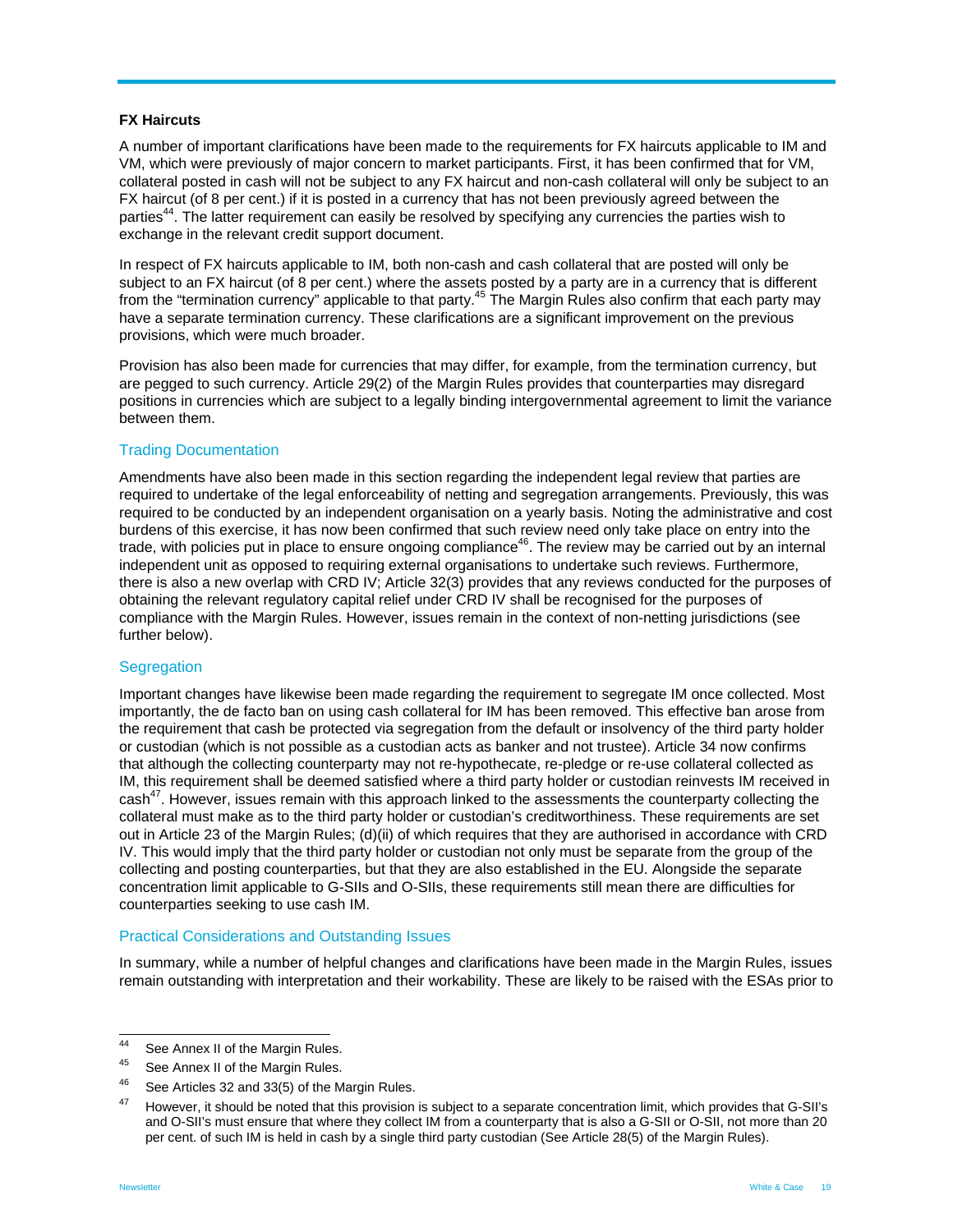**FX Haircuts**

A number of important clarifications have been made to the requirements for FX haircuts applicable to IM and VM, which were previously of major concern to market participants. First, it has been confirmed that for VM, collateral posted in cash will not be subject to any FX haircut and non-cash collateral will only be subject to an FX haircut (of 8 per cent.) if it is posted in a currency that has not been previously agreed between the parties[44]. The latter requirement can easily be resolved by specifying any currencies the parties wish to exchange in the relevant credit support document.

In respect of FX haircuts applicable to IM, both non-cash and cash collateral that are posted will only be subject to an FX haircut (of 8 per cent.) where the assets posted by a party are in a currency that is different from the "termination currency" applicable to that party.[45] The Margin Rules also confirm that each party may have a separate termination currency. These clarifications are a significant improvement on the previous provisions, which were much broader.

Provision has also been made for currencies that may differ, for example, from the termination currency, but are pegged to such currency. Article 29(2) of the Margin Rules provides that counterparties may disregard positions in currencies which are subject to a legally binding intergovernmental agreement to limit the variance between them.

## Trading Documentation

Amendments have also been made in this section regarding the independent legal review that parties are required to undertake of the legal enforceability of netting and segregation arrangements. Previously, this was required to be conducted by an independent organisation on a yearly basis. Noting the administrative and cost burdens of this exercise, it has now been confirmed that such review need only take place on entry into the trade, with policies put in place to ensure ongoing compliance[46]. The review may be carried out by an internal independent unit as opposed to requiring external organisations to undertake such reviews. Furthermore, there is also a new overlap with CRD IV; Article 32(3) provides that any reviews conducted for the purposes of obtaining the relevant regulatory capital relief under CRD IV shall be recognised for the purposes of compliance with the Margin Rules. However, issues remain in the context of non-netting jurisdictions (see further below).

## Segregation

Important changes have likewise been made regarding the requirement to segregate IM once collected. Most importantly, the de facto ban on using cash collateral for IM has been removed. This effective ban arose from the requirement that cash be protected via segregation from the default or insolvency of the third party holder or custodian (which is not possible as a custodian acts as banker and not trustee). Article 34 now confirms that although the collecting counterparty may not re-hypothecate, re-pledge or re-use collateral collected as IM, this requirement shall be deemed satisfied where a third party holder or custodian reinvests IM received in cash[47]. However, issues remain with this approach linked to the assessments the counterparty collecting the collateral must make as to the third party holder or custodian's creditworthiness. These requirements are set out in Article 23 of the Margin Rules; (d)(ii) of which requires that they are authorised in accordance with CRD IV. This would imply that the third party holder or custodian not only must be separate from the group of the collecting and posting counterparties, but that they are also established in the EU. Alongside the separate concentration limit applicable to G-SIIs and O-SIIs, these requirements still mean there are difficulties for counterparties seeking to use cash IM.

## Practical Considerations and Outstanding Issues

In summary, while a number of helpful changes and clarifications have been made in the Margin Rules, issues remain outstanding with interpretation and their workability. These are likely to be raised with the ESAs prior to

---

[44] See Annex II of the Margin Rules.

[45] See Annex II of the Margin Rules.

[46] See Articles 32 and 33(5) of the Margin Rules.

[47] However, it should be noted that this provision is subject to a separate concentration limit, which provides that G-SII's and O-SII's must ensure that where they collect IM from a counterparty that is also a G-SII or O-SII, not more than 20 per cent. of such IM is held in cash by a single third party custodian (See Article 28(5) of the Margin Rules).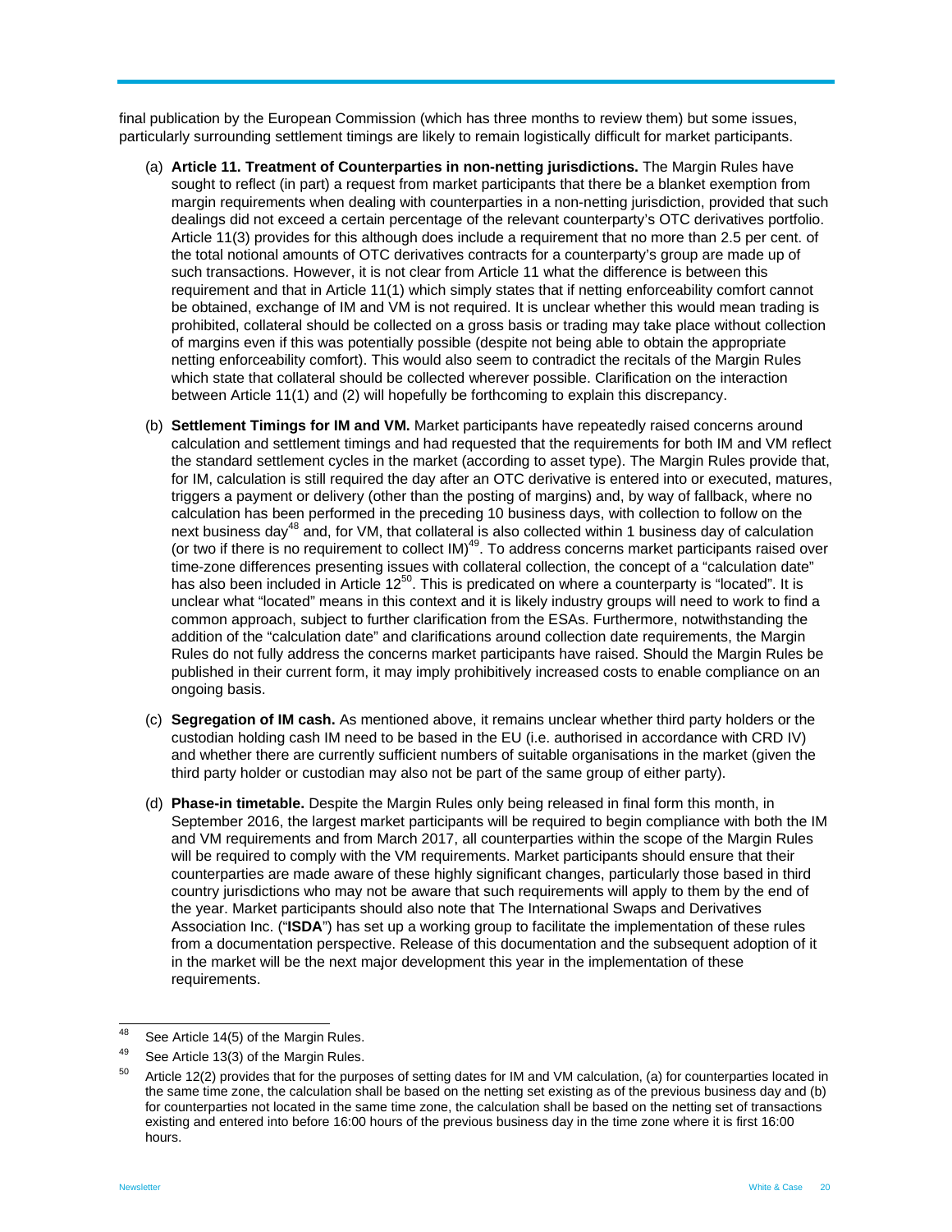final publication by the European Commission (which has three months to review them) but some issues, particularly surrounding settlement timings are likely to remain logistically difficult for market participants.

(a) **Article 11. Treatment of Counterparties in non-netting jurisdictions.** The Margin Rules have sought to reflect (in part) a request from market participants that there be a blanket exemption from margin requirements when dealing with counterparties in a non-netting jurisdiction, provided that such dealings did not exceed a certain percentage of the relevant counterparty's OTC derivatives portfolio. Article 11(3) provides for this although does include a requirement that no more than 2.5 per cent. of the total notional amounts of OTC derivatives contracts for a counterparty's group are made up of such transactions. However, it is not clear from Article 11 what the difference is between this requirement and that in Article 11(1) which simply states that if netting enforceability comfort cannot be obtained, exchange of IM and VM is not required. It is unclear whether this would mean trading is prohibited, collateral should be collected on a gross basis or trading may take place without collection of margins even if this was potentially possible (despite not being able to obtain the appropriate netting enforceability comfort). This would also seem to contradict the recitals of the Margin Rules which state that collateral should be collected wherever possible. Clarification on the interaction between Article 11(1) and (2) will hopefully be forthcoming to explain this discrepancy.

(b) **Settlement Timings for IM and VM.** Market participants have repeatedly raised concerns around calculation and settlement timings and had requested that the requirements for both IM and VM reflect the standard settlement cycles in the market (according to asset type). The Margin Rules provide that, for IM, calculation is still required the day after an OTC derivative is entered into or executed, matures, triggers a payment or delivery (other than the posting of margins) and, by way of fallback, where no calculation has been performed in the preceding 10 business days, with collection to follow on the next business day[48] and, for VM, that collateral is also collected within 1 business day of calculation (or two if there is no requirement to collect IM)[49]. To address concerns market participants raised over time-zone differences presenting issues with collateral collection, the concept of a "calculation date" has also been included in Article 12[50]. This is predicated on where a counterparty is "located". It is unclear what "located" means in this context and it is likely industry groups will need to work to find a common approach, subject to further clarification from the ESAs. Furthermore, notwithstanding the addition of the "calculation date" and clarifications around collection date requirements, the Margin Rules do not fully address the concerns market participants have raised. Should the Margin Rules be published in their current form, it may imply prohibitively increased costs to enable compliance on an ongoing basis.

(c) **Segregation of IM cash.** As mentioned above, it remains unclear whether third party holders or the custodian holding cash IM need to be based in the EU (i.e. authorised in accordance with CRD IV) and whether there are currently sufficient numbers of suitable organisations in the market (given the third party holder or custodian may also not be part of the same group of either party).

(d) **Phase-in timetable.** Despite the Margin Rules only being released in final form this month, in September 2016, the largest market participants will be required to begin compliance with both the IM and VM requirements and from March 2017, all counterparties within the scope of the Margin Rules will be required to comply with the VM requirements. Market participants should ensure that their counterparties are made aware of these highly significant changes, particularly those based in third country jurisdictions who may not be aware that such requirements will apply to them by the end of the year. Market participants should also note that The International Swaps and Derivatives Association Inc. ("**ISDA**") has set up a working group to facilitate the implementation of these rules from a documentation perspective. Release of this documentation and the subsequent adoption of it in the market will be the next major development this year in the implementation of these requirements.

---

[48] See Article 14(5) of the Margin Rules.

[49] See Article 13(3) of the Margin Rules.

[50] Article 12(2) provides that for the purposes of setting dates for IM and VM calculation, (a) for counterparties located in the same time zone, the calculation shall be based on the netting set existing as of the previous business day and (b) for counterparties not located in the same time zone, the calculation shall be based on the netting set of transactions existing and entered into before 16:00 hours of the previous business day in the time zone where it is first 16:00 hours.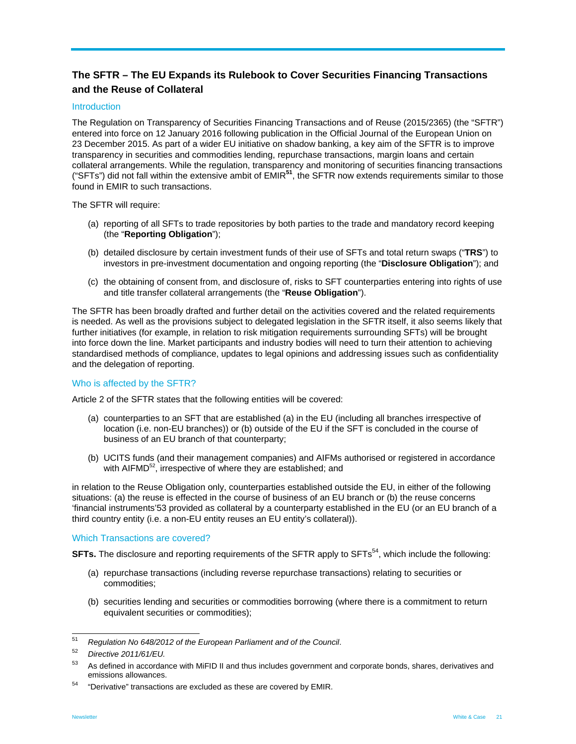## The SFTR – The EU Expands its Rulebook to Cover Securities Financing Transactions and the Reuse of Collateral

### Introduction

The Regulation on Transparency of Securities Financing Transactions and of Reuse (2015/2365) (the "SFTR") entered into force on 12 January 2016 following publication in the Official Journal of the European Union on 23 December 2015. As part of a wider EU initiative on shadow banking, a key aim of the SFTR is to improve transparency in securities and commodities lending, repurchase transactions, margin loans and certain collateral arrangements. While the regulation, transparency and monitoring of securities financing transactions ("SFTs") did not fall within the extensive ambit of EMIR[51], the SFTR now extends requirements similar to those found in EMIR to such transactions.

The SFTR will require:

(a) reporting of all SFTs to trade repositories by both parties to the trade and mandatory record keeping (the "**Reporting Obligation**");

(b) detailed disclosure by certain investment funds of their use of SFTs and total return swaps ("**TRS**") to investors in pre-investment documentation and ongoing reporting (the "**Disclosure Obligation**"); and

(c) the obtaining of consent from, and disclosure of, risks to SFT counterparties entering into rights of use and title transfer collateral arrangements (the "**Reuse Obligation**").

The SFTR has been broadly drafted and further detail on the activities covered and the related requirements is needed. As well as the provisions subject to delegated legislation in the SFTR itself, it also seems likely that further initiatives (for example, in relation to risk mitigation requirements surrounding SFTs) will be brought into force down the line. Market participants and industry bodies will need to turn their attention to achieving standardised methods of compliance, updates to legal opinions and addressing issues such as confidentiality and the delegation of reporting.

### Who is affected by the SFTR?

Article 2 of the SFTR states that the following entities will be covered:

(a) counterparties to an SFT that are established (a) in the EU (including all branches irrespective of location (i.e. non-EU branches)) or (b) outside of the EU if the SFT is concluded in the course of business of an EU branch of that counterparty;

(b) UCITS funds (and their management companies) and AIFMs authorised or registered in accordance with AIFMD[52], irrespective of where they are established; and

in relation to the Reuse Obligation only, counterparties established outside the EU, in either of the following situations: (a) the reuse is effected in the course of business of an EU branch or (b) the reuse concerns 'financial instruments'53 provided as collateral by a counterparty established in the EU (or an EU branch of a third country entity (i.e. a non-EU entity reuses an EU entity's collateral)).

### Which Transactions are covered?

**SFTs.** The disclosure and reporting requirements of the SFTR apply to SFTs[54], which include the following:

(a) repurchase transactions (including reverse repurchase transactions) relating to securities or commodities;

(b) securities lending and securities or commodities borrowing (where there is a commitment to return equivalent securities or commodities);

---

[51] *Regulation No 648/2012 of the European Parliament and of the Council*.

[52] *Directive 2011/61/EU.*

[53] As defined in accordance with MiFID II and thus includes government and corporate bonds, shares, derivatives and emissions allowances.

[54] "Derivative" transactions are excluded as these are covered by EMIR.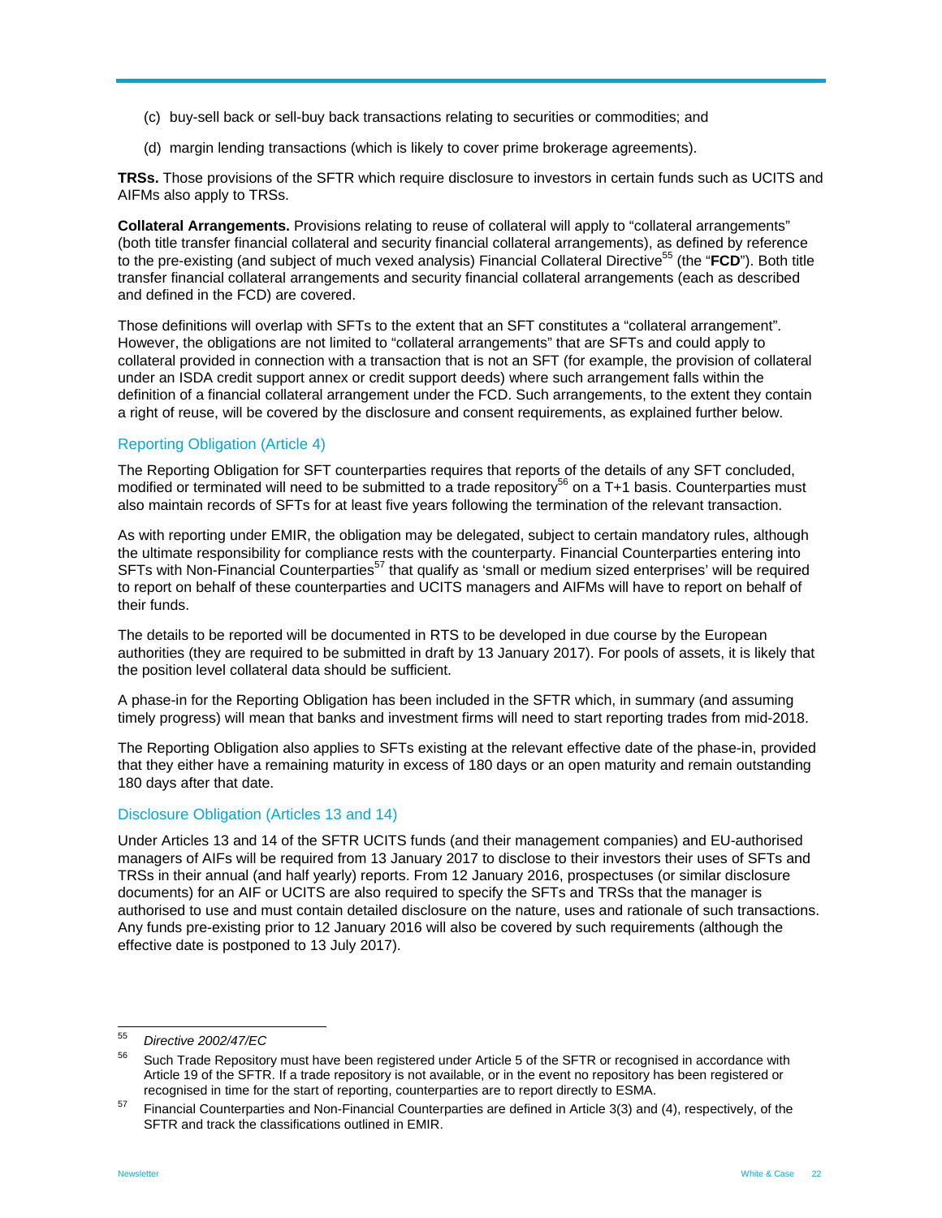(c) buy-sell back or sell-buy back transactions relating to securities or commodities; and

(d) margin lending transactions (which is likely to cover prime brokerage agreements).

**TRSs.** Those provisions of the SFTR which require disclosure to investors in certain funds such as UCITS and AIFMs also apply to TRSs.

**Collateral Arrangements.** Provisions relating to reuse of collateral will apply to "collateral arrangements" (both title transfer financial collateral and security financial collateral arrangements), as defined by reference to the pre-existing (and subject of much vexed analysis) Financial Collateral Directive[55] (the "**FCD**"). Both title transfer financial collateral arrangements and security financial collateral arrangements (each as described and defined in the FCD) are covered.

Those definitions will overlap with SFTs to the extent that an SFT constitutes a "collateral arrangement". However, the obligations are not limited to "collateral arrangements" that are SFTs and could apply to collateral provided in connection with a transaction that is not an SFT (for example, the provision of collateral under an ISDA credit support annex or credit support deeds) where such arrangement falls within the definition of a financial collateral arrangement under the FCD. Such arrangements, to the extent they contain a right of reuse, will be covered by the disclosure and consent requirements, as explained further below.

## Reporting Obligation (Article 4)

The Reporting Obligation for SFT counterparties requires that reports of the details of any SFT concluded, modified or terminated will need to be submitted to a trade repository[56] on a T+1 basis. Counterparties must also maintain records of SFTs for at least five years following the termination of the relevant transaction.

As with reporting under EMIR, the obligation may be delegated, subject to certain mandatory rules, although the ultimate responsibility for compliance rests with the counterparty. Financial Counterparties entering into SFTs with Non-Financial Counterparties[57] that qualify as 'small or medium sized enterprises' will be required to report on behalf of these counterparties and UCITS managers and AIFMs will have to report on behalf of their funds.

The details to be reported will be documented in RTS to be developed in due course by the European authorities (they are required to be submitted in draft by 13 January 2017). For pools of assets, it is likely that the position level collateral data should be sufficient.

A phase-in for the Reporting Obligation has been included in the SFTR which, in summary (and assuming timely progress) will mean that banks and investment firms will need to start reporting trades from mid-2018.

The Reporting Obligation also applies to SFTs existing at the relevant effective date of the phase-in, provided that they either have a remaining maturity in excess of 180 days or an open maturity and remain outstanding 180 days after that date.

## Disclosure Obligation (Articles 13 and 14)

Under Articles 13 and 14 of the SFTR UCITS funds (and their management companies) and EU-authorised managers of AIFs will be required from 13 January 2017 to disclose to their investors their uses of SFTs and TRSs in their annual (and half yearly) reports. From 12 January 2016, prospectuses (or similar disclosure documents) for an AIF or UCITS are also required to specify the SFTs and TRSs that the manager is authorised to use and must contain detailed disclosure on the nature, uses and rationale of such transactions. Any funds pre-existing prior to 12 January 2016 will also be covered by such requirements (although the effective date is postponed to 13 July 2017).

---

[55] *Directive 2002/47/EC*

[56] Such Trade Repository must have been registered under Article 5 of the SFTR or recognised in accordance with Article 19 of the SFTR. If a trade repository is not available, or in the event no repository has been registered or recognised in time for the start of reporting, counterparties are to report directly to ESMA.

[57] Financial Counterparties and Non-Financial Counterparties are defined in Article 3(3) and (4), respectively, of the SFTR and track the classifications outlined in EMIR.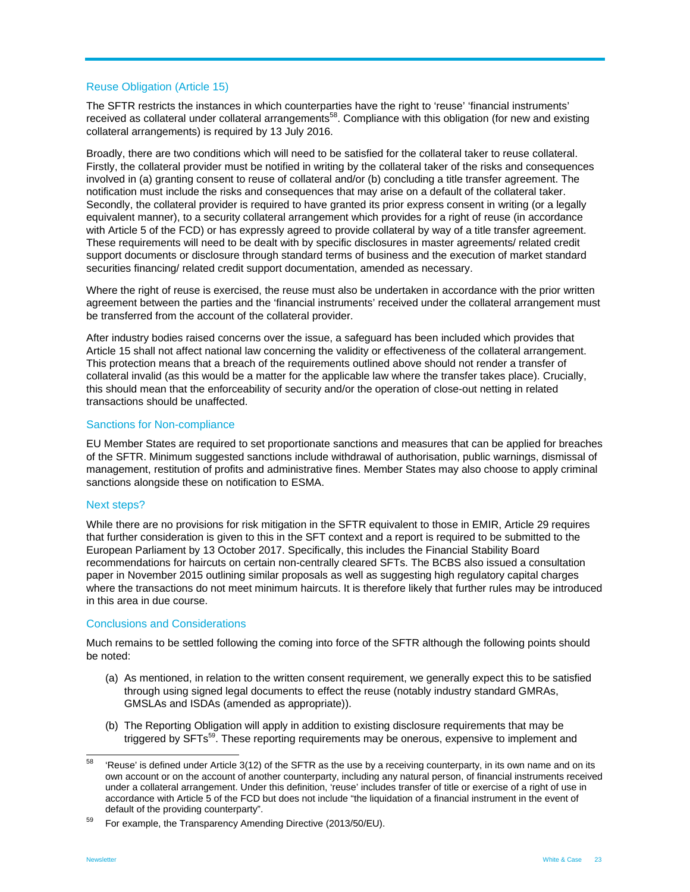### Reuse Obligation (Article 15)

The SFTR restricts the instances in which counterparties have the right to 'reuse' 'financial instruments' received as collateral under collateral arrangements[58]. Compliance with this obligation (for new and existing collateral arrangements) is required by 13 July 2016.

Broadly, there are two conditions which will need to be satisfied for the collateral taker to reuse collateral. Firstly, the collateral provider must be notified in writing by the collateral taker of the risks and consequences involved in (a) granting consent to reuse of collateral and/or (b) concluding a title transfer agreement. The notification must include the risks and consequences that may arise on a default of the collateral taker. Secondly, the collateral provider is required to have granted its prior express consent in writing (or a legally equivalent manner), to a security collateral arrangement which provides for a right of reuse (in accordance with Article 5 of the FCD) or has expressly agreed to provide collateral by way of a title transfer agreement. These requirements will need to be dealt with by specific disclosures in master agreements/ related credit support documents or disclosure through standard terms of business and the execution of market standard securities financing/ related credit support documentation, amended as necessary.

Where the right of reuse is exercised, the reuse must also be undertaken in accordance with the prior written agreement between the parties and the 'financial instruments' received under the collateral arrangement must be transferred from the account of the collateral provider.

After industry bodies raised concerns over the issue, a safeguard has been included which provides that Article 15 shall not affect national law concerning the validity or effectiveness of the collateral arrangement. This protection means that a breach of the requirements outlined above should not render a transfer of collateral invalid (as this would be a matter for the applicable law where the transfer takes place). Crucially, this should mean that the enforceability of security and/or the operation of close-out netting in related transactions should be unaffected.

### Sanctions for Non-compliance

EU Member States are required to set proportionate sanctions and measures that can be applied for breaches of the SFTR. Minimum suggested sanctions include withdrawal of authorisation, public warnings, dismissal of management, restitution of profits and administrative fines. Member States may also choose to apply criminal sanctions alongside these on notification to ESMA.

### Next steps?

While there are no provisions for risk mitigation in the SFTR equivalent to those in EMIR, Article 29 requires that further consideration is given to this in the SFT context and a report is required to be submitted to the European Parliament by 13 October 2017. Specifically, this includes the Financial Stability Board recommendations for haircuts on certain non-centrally cleared SFTs. The BCBS also issued a consultation paper in November 2015 outlining similar proposals as well as suggesting high regulatory capital charges where the transactions do not meet minimum haircuts. It is therefore likely that further rules may be introduced in this area in due course.

### Conclusions and Considerations

Much remains to be settled following the coming into force of the SFTR although the following points should be noted:

(a) As mentioned, in relation to the written consent requirement, we generally expect this to be satisfied through using signed legal documents to effect the reuse (notably industry standard GMRAs, GMSLAs and ISDAs (amended as appropriate)).

(b) The Reporting Obligation will apply in addition to existing disclosure requirements that may be triggered by SFTs[59]. These reporting requirements may be onerous, expensive to implement and

---

[58] 'Reuse' is defined under Article 3(12) of the SFTR as the use by a receiving counterparty, in its own name and on its own account or on the account of another counterparty, including any natural person, of financial instruments received under a collateral arrangement. Under this definition, 'reuse' includes transfer of title or exercise of a right of use in accordance with Article 5 of the FCD but does not include "the liquidation of a financial instrument in the event of default of the providing counterparty".

[59] For example, the Transparency Amending Directive (2013/50/EU).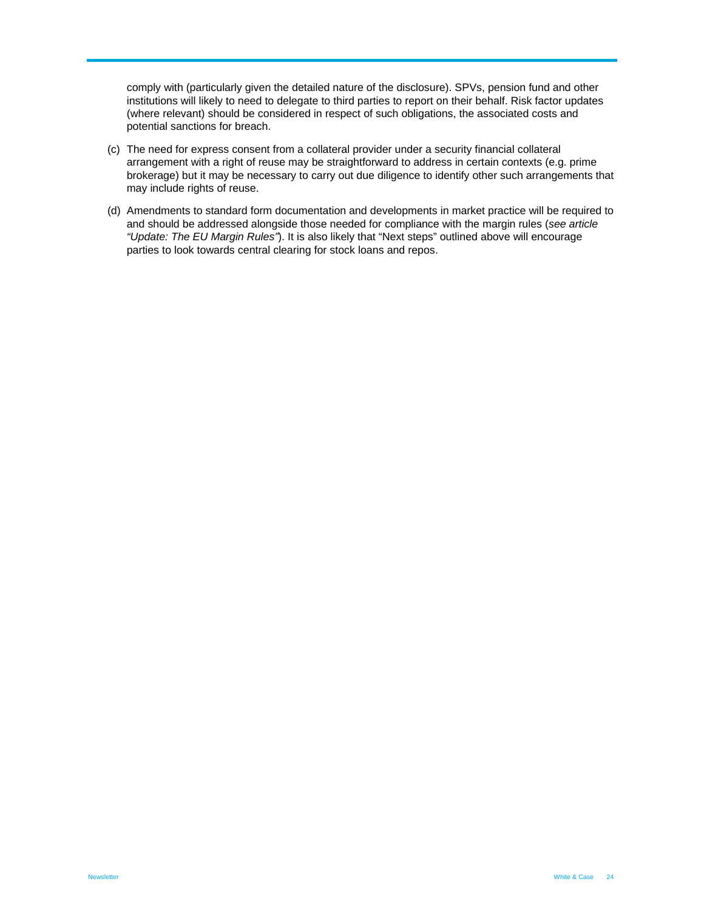comply with (particularly given the detailed nature of the disclosure). SPVs, pension fund and other institutions will likely to need to delegate to third parties to report on their behalf. Risk factor updates (where relevant) should be considered in respect of such obligations, the associated costs and potential sanctions for breach.

(c) The need for express consent from a collateral provider under a security financial collateral arrangement with a right of reuse may be straightforward to address in certain contexts (e.g. prime brokerage) but it may be necessary to carry out due diligence to identify other such arrangements that may include rights of reuse.

(d) Amendments to standard form documentation and developments in market practice will be required to and should be addressed alongside those needed for compliance with the margin rules (*see article "Update: The EU Margin Rules"*). It is also likely that "Next steps" outlined above will encourage parties to look towards central clearing for stock loans and repos.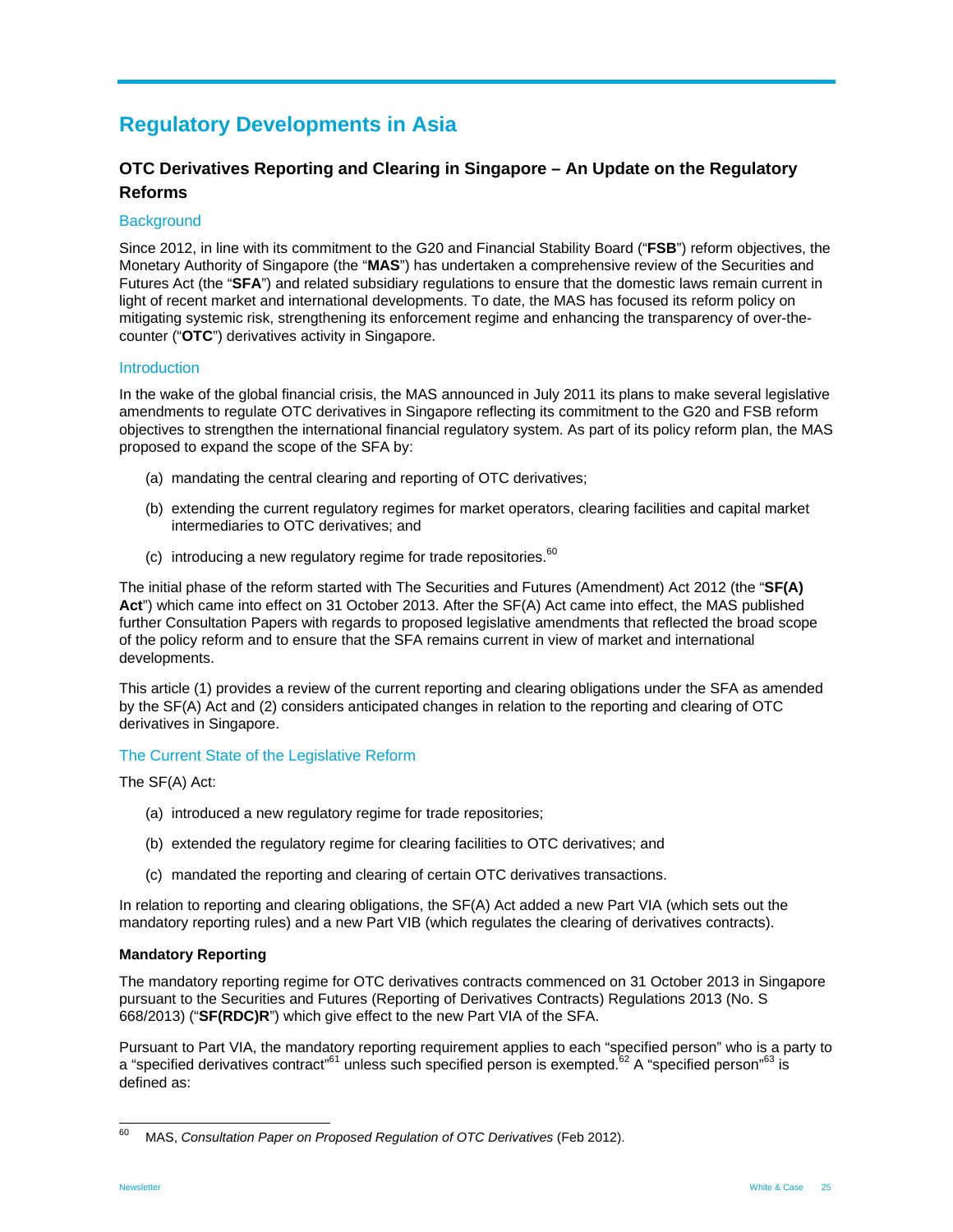# Regulatory Developments in Asia

## OTC Derivatives Reporting and Clearing in Singapore – An Update on the Regulatory Reforms

### Background

Since 2012, in line with its commitment to the G20 and Financial Stability Board ("**FSB**") reform objectives, the Monetary Authority of Singapore (the "**MAS**") has undertaken a comprehensive review of the Securities and Futures Act (the "**SFA**") and related subsidiary regulations to ensure that the domestic laws remain current in light of recent market and international developments. To date, the MAS has focused its reform policy on mitigating systemic risk, strengthening its enforcement regime and enhancing the transparency of over-the-counter ("**OTC**") derivatives activity in Singapore.

### Introduction

In the wake of the global financial crisis, the MAS announced in July 2011 its plans to make several legislative amendments to regulate OTC derivatives in Singapore reflecting its commitment to the G20 and FSB reform objectives to strengthen the international financial regulatory system. As part of its policy reform plan, the MAS proposed to expand the scope of the SFA by:

(a) mandating the central clearing and reporting of OTC derivatives;

(b) extending the current regulatory regimes for market operators, clearing facilities and capital market intermediaries to OTC derivatives; and

(c) introducing a new regulatory regime for trade repositories.[60]

The initial phase of the reform started with The Securities and Futures (Amendment) Act 2012 (the "**SF(A) Act**") which came into effect on 31 October 2013. After the SF(A) Act came into effect, the MAS published further Consultation Papers with regards to proposed legislative amendments that reflected the broad scope of the policy reform and to ensure that the SFA remains current in view of market and international developments.

This article (1) provides a review of the current reporting and clearing obligations under the SFA as amended by the SF(A) Act and (2) considers anticipated changes in relation to the reporting and clearing of OTC derivatives in Singapore.

### The Current State of the Legislative Reform

The SF(A) Act:

(a) introduced a new regulatory regime for trade repositories;

(b) extended the regulatory regime for clearing facilities to OTC derivatives; and

(c) mandated the reporting and clearing of certain OTC derivatives transactions.

In relation to reporting and clearing obligations, the SF(A) Act added a new Part VIA (which sets out the mandatory reporting rules) and a new Part VIB (which regulates the clearing of derivatives contracts).

**Mandatory Reporting**

The mandatory reporting regime for OTC derivatives contracts commenced on 31 October 2013 in Singapore pursuant to the Securities and Futures (Reporting of Derivatives Contracts) Regulations 2013 (No. S 668/2013) ("**SF(RDC)R**") which give effect to the new Part VIA of the SFA.

Pursuant to Part VIA, the mandatory reporting requirement applies to each "specified person" who is a party to a "specified derivatives contract"[61] unless such specified person is exempted.[62] A "specified person"[63] is defined as:

---

[60] MAS, *Consultation Paper on Proposed Regulation of OTC Derivatives* (Feb 2012).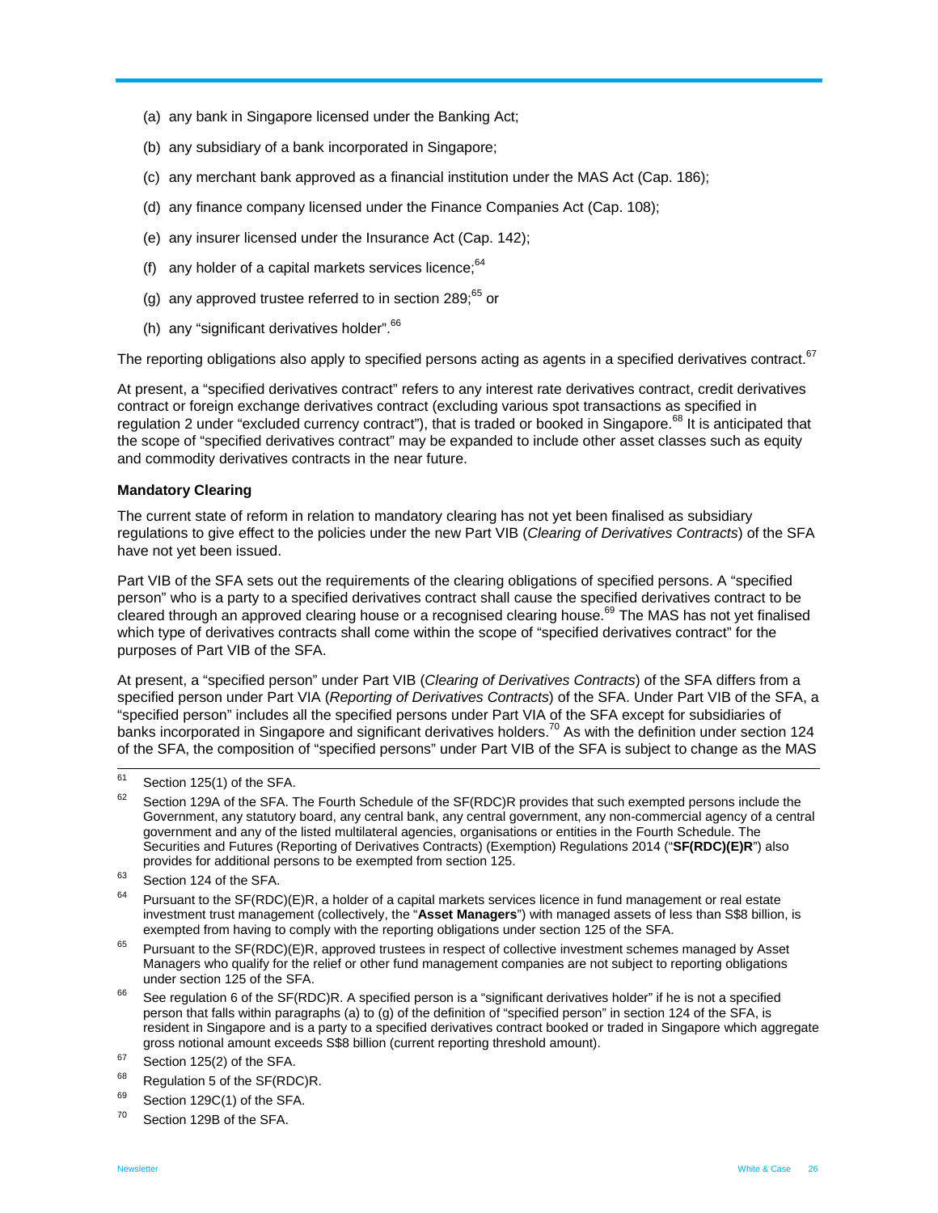(a) any bank in Singapore licensed under the Banking Act;

(b) any subsidiary of a bank incorporated in Singapore;

(c) any merchant bank approved as a financial institution under the MAS Act (Cap. 186);

(d) any finance company licensed under the Finance Companies Act (Cap. 108);

(e) any insurer licensed under the Insurance Act (Cap. 142);

(f) any holder of a capital markets services licence;[64]

(g) any approved trustee referred to in section 289;[65] or

(h) any "significant derivatives holder".[66]

The reporting obligations also apply to specified persons acting as agents in a specified derivatives contract.[67]

At present, a "specified derivatives contract" refers to any interest rate derivatives contract, credit derivatives contract or foreign exchange derivatives contract (excluding various spot transactions as specified in regulation 2 under "excluded currency contract"), that is traded or booked in Singapore.[68] It is anticipated that the scope of "specified derivatives contract" may be expanded to include other asset classes such as equity and commodity derivatives contracts in the near future.

**Mandatory Clearing**

The current state of reform in relation to mandatory clearing has not yet been finalised as subsidiary regulations to give effect to the policies under the new Part VIB (*Clearing of Derivatives Contracts*) of the SFA have not yet been issued.

Part VIB of the SFA sets out the requirements of the clearing obligations of specified persons. A "specified person" who is a party to a specified derivatives contract shall cause the specified derivatives contract to be cleared through an approved clearing house or a recognised clearing house.[69] The MAS has not yet finalised which type of derivatives contracts shall come within the scope of "specified derivatives contract" for the purposes of Part VIB of the SFA.

At present, a "specified person" under Part VIB (*Clearing of Derivatives Contracts*) of the SFA differs from a specified person under Part VIA (*Reporting of Derivatives Contracts*) of the SFA. Under Part VIB of the SFA, a "specified person" includes all the specified persons under Part VIA of the SFA except for subsidiaries of banks incorporated in Singapore and significant derivatives holders.[70] As with the definition under section 124 of the SFA, the composition of "specified persons" under Part VIB of the SFA is subject to change as the MAS

---

[61] Section 125(1) of the SFA.

[62] Section 129A of the SFA. The Fourth Schedule of the SF(RDC)R provides that such exempted persons include the Government, any statutory board, any central bank, any central government, any non-commercial agency of a central government and any of the listed multilateral agencies, organisations or entities in the Fourth Schedule. The Securities and Futures (Reporting of Derivatives Contracts) (Exemption) Regulations 2014 ("**SF(RDC)(E)R**") also provides for additional persons to be exempted from section 125.

[63] Section 124 of the SFA.

[64] Pursuant to the SF(RDC)(E)R, a holder of a capital markets services licence in fund management or real estate investment trust management (collectively, the "**Asset Managers**") with managed assets of less than S$8 billion, is exempted from having to comply with the reporting obligations under section 125 of the SFA.

[65] Pursuant to the SF(RDC)(E)R, approved trustees in respect of collective investment schemes managed by Asset Managers who qualify for the relief or other fund management companies are not subject to reporting obligations under section 125 of the SFA.

[66] See regulation 6 of the SF(RDC)R. A specified person is a "significant derivatives holder" if he is not a specified person that falls within paragraphs (a) to (g) of the definition of "specified person" in section 124 of the SFA, is resident in Singapore and is a party to a specified derivatives contract booked or traded in Singapore which aggregate gross notional amount exceeds S$8 billion (current reporting threshold amount).

[67] Section 125(2) of the SFA.

[68] Regulation 5 of the SF(RDC)R.

[69] Section 129C(1) of the SFA.

[70] Section 129B of the SFA.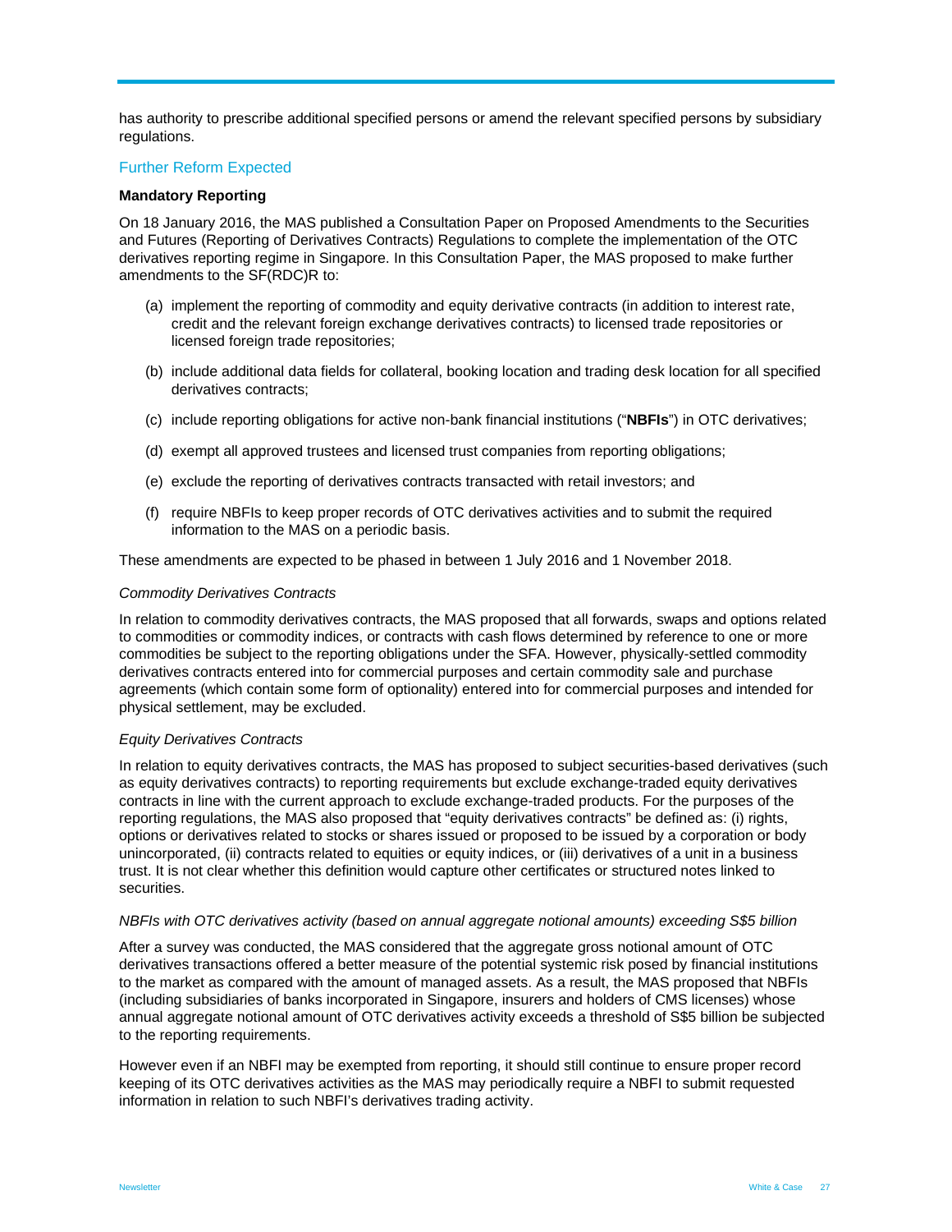has authority to prescribe additional specified persons or amend the relevant specified persons by subsidiary regulations.

## Further Reform Expected

**Mandatory Reporting**

On 18 January 2016, the MAS published a Consultation Paper on Proposed Amendments to the Securities and Futures (Reporting of Derivatives Contracts) Regulations to complete the implementation of the OTC derivatives reporting regime in Singapore. In this Consultation Paper, the MAS proposed to make further amendments to the SF(RDC)R to:

(a) implement the reporting of commodity and equity derivative contracts (in addition to interest rate, credit and the relevant foreign exchange derivatives contracts) to licensed trade repositories or licensed foreign trade repositories;

(b) include additional data fields for collateral, booking location and trading desk location for all specified derivatives contracts;

(c) include reporting obligations for active non-bank financial institutions ("**NBFIs**") in OTC derivatives;

(d) exempt all approved trustees and licensed trust companies from reporting obligations;

(e) exclude the reporting of derivatives contracts transacted with retail investors; and

(f) require NBFIs to keep proper records of OTC derivatives activities and to submit the required information to the MAS on a periodic basis.

These amendments are expected to be phased in between 1 July 2016 and 1 November 2018.

*Commodity Derivatives Contracts*

In relation to commodity derivatives contracts, the MAS proposed that all forwards, swaps and options related to commodities or commodity indices, or contracts with cash flows determined by reference to one or more commodities be subject to the reporting obligations under the SFA. However, physically-settled commodity derivatives contracts entered into for commercial purposes and certain commodity sale and purchase agreements (which contain some form of optionality) entered into for commercial purposes and intended for physical settlement, may be excluded.

*Equity Derivatives Contracts*

In relation to equity derivatives contracts, the MAS has proposed to subject securities-based derivatives (such as equity derivatives contracts) to reporting requirements but exclude exchange-traded equity derivatives contracts in line with the current approach to exclude exchange-traded products. For the purposes of the reporting regulations, the MAS also proposed that "equity derivatives contracts" be defined as: (i) rights, options or derivatives related to stocks or shares issued or proposed to be issued by a corporation or body unincorporated, (ii) contracts related to equities or equity indices, or (iii) derivatives of a unit in a business trust. It is not clear whether this definition would capture other certificates or structured notes linked to securities.

*NBFIs with OTC derivatives activity (based on annual aggregate notional amounts) exceeding S$5 billion*

After a survey was conducted, the MAS considered that the aggregate gross notional amount of OTC derivatives transactions offered a better measure of the potential systemic risk posed by financial institutions to the market as compared with the amount of managed assets. As a result, the MAS proposed that NBFIs (including subsidiaries of banks incorporated in Singapore, insurers and holders of CMS licenses) whose annual aggregate notional amount of OTC derivatives activity exceeds a threshold of S$5 billion be subjected to the reporting requirements.

However even if an NBFI may be exempted from reporting, it should still continue to ensure proper record keeping of its OTC derivatives activities as the MAS may periodically require a NBFI to submit requested information in relation to such NBFI's derivatives trading activity.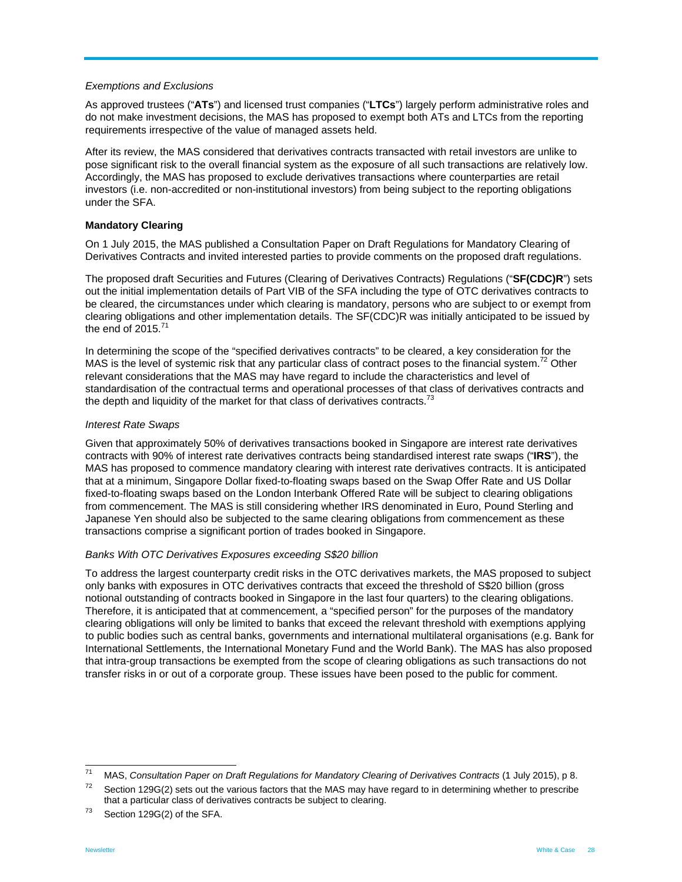*Exemptions and Exclusions*

As approved trustees ("**ATs**") and licensed trust companies ("**LTCs**") largely perform administrative roles and do not make investment decisions, the MAS has proposed to exempt both ATs and LTCs from the reporting requirements irrespective of the value of managed assets held.

After its review, the MAS considered that derivatives contracts transacted with retail investors are unlike to pose significant risk to the overall financial system as the exposure of all such transactions are relatively low. Accordingly, the MAS has proposed to exclude derivatives transactions where counterparties are retail investors (i.e. non-accredited or non-institutional investors) from being subject to the reporting obligations under the SFA.

**Mandatory Clearing**

On 1 July 2015, the MAS published a Consultation Paper on Draft Regulations for Mandatory Clearing of Derivatives Contracts and invited interested parties to provide comments on the proposed draft regulations.

The proposed draft Securities and Futures (Clearing of Derivatives Contracts) Regulations ("**SF(CDC)R**") sets out the initial implementation details of Part VIB of the SFA including the type of OTC derivatives contracts to be cleared, the circumstances under which clearing is mandatory, persons who are subject to or exempt from clearing obligations and other implementation details. The SF(CDC)R was initially anticipated to be issued by the end of 2015.[71]

In determining the scope of the "specified derivatives contracts" to be cleared, a key consideration for the MAS is the level of systemic risk that any particular class of contract poses to the financial system.[72] Other relevant considerations that the MAS may have regard to include the characteristics and level of standardisation of the contractual terms and operational processes of that class of derivatives contracts and the depth and liquidity of the market for that class of derivatives contracts.[73]

*Interest Rate Swaps*

Given that approximately 50% of derivatives transactions booked in Singapore are interest rate derivatives contracts with 90% of interest rate derivatives contracts being standardised interest rate swaps ("**IRS**"), the MAS has proposed to commence mandatory clearing with interest rate derivatives contracts. It is anticipated that at a minimum, Singapore Dollar fixed-to-floating swaps based on the Swap Offer Rate and US Dollar fixed-to-floating swaps based on the London Interbank Offered Rate will be subject to clearing obligations from commencement. The MAS is still considering whether IRS denominated in Euro, Pound Sterling and Japanese Yen should also be subjected to the same clearing obligations from commencement as these transactions comprise a significant portion of trades booked in Singapore.

*Banks With OTC Derivatives Exposures exceeding S$20 billion*

To address the largest counterparty credit risks in the OTC derivatives markets, the MAS proposed to subject only banks with exposures in OTC derivatives contracts that exceed the threshold of S$20 billion (gross notional outstanding of contracts booked in Singapore in the last four quarters) to the clearing obligations. Therefore, it is anticipated that at commencement, a "specified person" for the purposes of the mandatory clearing obligations will only be limited to banks that exceed the relevant threshold with exemptions applying to public bodies such as central banks, governments and international multilateral organisations (e.g. Bank for International Settlements, the International Monetary Fund and the World Bank). The MAS has also proposed that intra-group transactions be exempted from the scope of clearing obligations as such transactions do not transfer risks in or out of a corporate group. These issues have been posed to the public for comment.

---

[71] MAS, *Consultation Paper on Draft Regulations for Mandatory Clearing of Derivatives Contracts* (1 July 2015), p 8.

[72] Section 129G(2) sets out the various factors that the MAS may have regard to in determining whether to prescribe that a particular class of derivatives contracts be subject to clearing.

[73] Section 129G(2) of the SFA.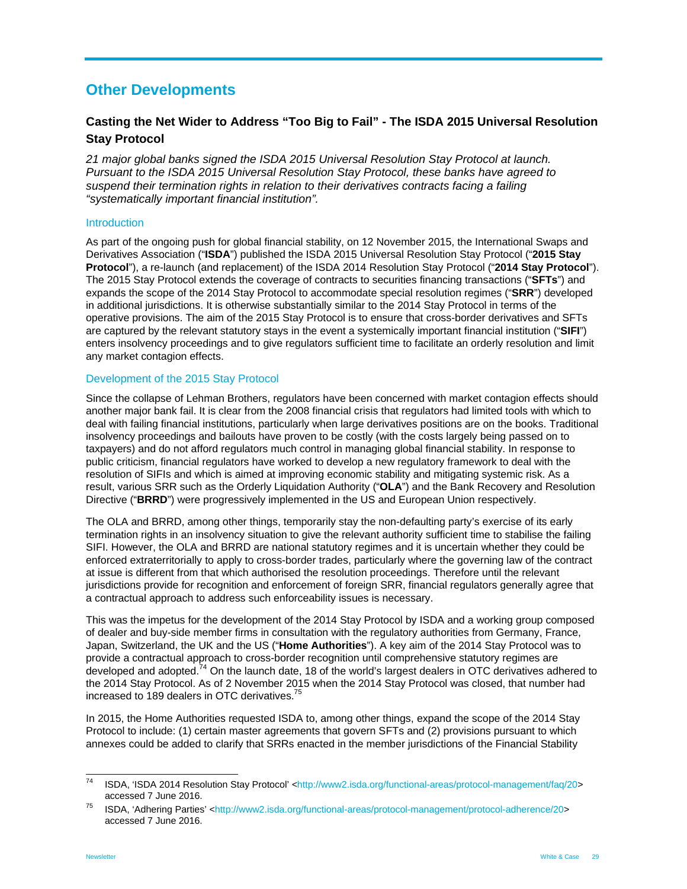## Other Developments

### Casting the Net Wider to Address "Too Big to Fail" - The ISDA 2015 Universal Resolution Stay Protocol

*21 major global banks signed the ISDA 2015 Universal Resolution Stay Protocol at launch. Pursuant to the ISDA 2015 Universal Resolution Stay Protocol, these banks have agreed to suspend their termination rights in relation to their derivatives contracts facing a failing "systematically important financial institution".*

#### Introduction

As part of the ongoing push for global financial stability, on 12 November 2015, the International Swaps and Derivatives Association ("**ISDA**") published the ISDA 2015 Universal Resolution Stay Protocol ("**2015 Stay Protocol**"), a re-launch (and replacement) of the ISDA 2014 Resolution Stay Protocol ("**2014 Stay Protocol**"). The 2015 Stay Protocol extends the coverage of contracts to securities financing transactions ("**SFTs**") and expands the scope of the 2014 Stay Protocol to accommodate special resolution regimes ("**SRR**") developed in additional jurisdictions. It is otherwise substantially similar to the 2014 Stay Protocol in terms of the operative provisions. The aim of the 2015 Stay Protocol is to ensure that cross-border derivatives and SFTs are captured by the relevant statutory stays in the event a systemically important financial institution ("**SIFI**") enters insolvency proceedings and to give regulators sufficient time to facilitate an orderly resolution and limit any market contagion effects.

#### Development of the 2015 Stay Protocol

Since the collapse of Lehman Brothers, regulators have been concerned with market contagion effects should another major bank fail. It is clear from the 2008 financial crisis that regulators had limited tools with which to deal with failing financial institutions, particularly when large derivatives positions are on the books. Traditional insolvency proceedings and bailouts have proven to be costly (with the costs largely being passed on to taxpayers) and do not afford regulators much control in managing global financial stability. In response to public criticism, financial regulators have worked to develop a new regulatory framework to deal with the resolution of SIFIs and which is aimed at improving economic stability and mitigating systemic risk. As a result, various SRR such as the Orderly Liquidation Authority ("**OLA**") and the Bank Recovery and Resolution Directive ("**BRRD**") were progressively implemented in the US and European Union respectively.

The OLA and BRRD, among other things, temporarily stay the non-defaulting party's exercise of its early termination rights in an insolvency situation to give the relevant authority sufficient time to stabilise the failing SIFI. However, the OLA and BRRD are national statutory regimes and it is uncertain whether they could be enforced extraterritorially to apply to cross-border trades, particularly where the governing law of the contract at issue is different from that which authorised the resolution proceedings. Therefore until the relevant jurisdictions provide for recognition and enforcement of foreign SRR, financial regulators generally agree that a contractual approach to address such enforceability issues is necessary.

This was the impetus for the development of the 2014 Stay Protocol by ISDA and a working group composed of dealer and buy-side member firms in consultation with the regulatory authorities from Germany, France, Japan, Switzerland, the UK and the US ("**Home Authorities**"). A key aim of the 2014 Stay Protocol was to provide a contractual approach to cross-border recognition until comprehensive statutory regimes are developed and adopted.[74] On the launch date, 18 of the world's largest dealers in OTC derivatives adhered to the 2014 Stay Protocol. As of 2 November 2015 when the 2014 Stay Protocol was closed, that number had increased to 189 dealers in OTC derivatives.[75]

In 2015, the Home Authorities requested ISDA to, among other things, expand the scope of the 2014 Stay Protocol to include: (1) certain master agreements that govern SFTs and (2) provisions pursuant to which annexes could be added to clarify that SRRs enacted in the member jurisdictions of the Financial Stability

---

[74] ISDA, 'ISDA 2014 Resolution Stay Protocol' <http://www2.isda.org/functional-areas/protocol-management/faq/20> accessed 7 June 2016.

[75] ISDA, 'Adhering Parties' <http://www2.isda.org/functional-areas/protocol-management/protocol-adherence/20> accessed 7 June 2016.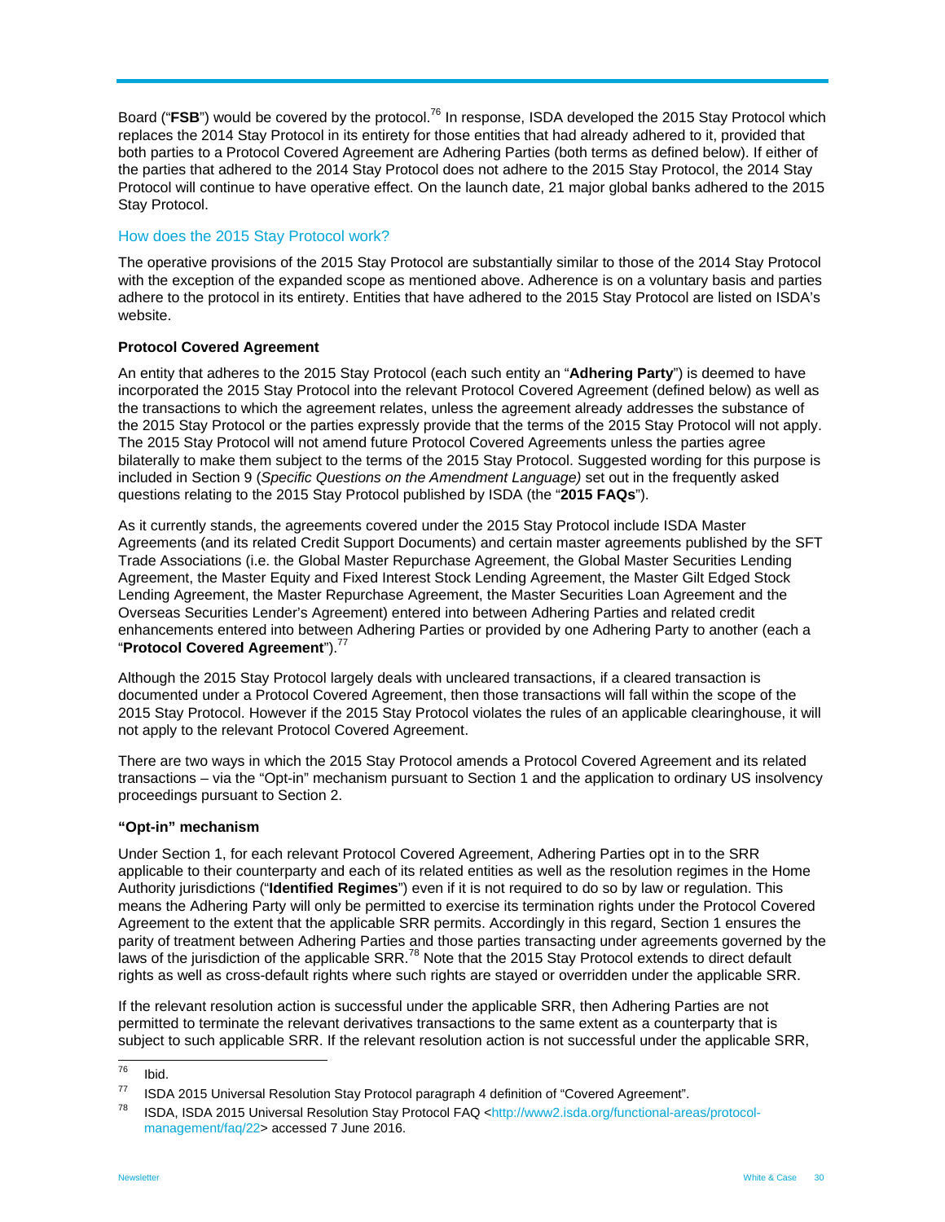Board ("**FSB**") would be covered by the protocol.[76] In response, ISDA developed the 2015 Stay Protocol which replaces the 2014 Stay Protocol in its entirety for those entities that had already adhered to it, provided that both parties to a Protocol Covered Agreement are Adhering Parties (both terms as defined below). If either of the parties that adhered to the 2014 Stay Protocol does not adhere to the 2015 Stay Protocol, the 2014 Stay Protocol will continue to have operative effect. On the launch date, 21 major global banks adhered to the 2015 Stay Protocol.

## How does the 2015 Stay Protocol work?

The operative provisions of the 2015 Stay Protocol are substantially similar to those of the 2014 Stay Protocol with the exception of the expanded scope as mentioned above. Adherence is on a voluntary basis and parties adhere to the protocol in its entirety. Entities that have adhered to the 2015 Stay Protocol are listed on ISDA's website.

### Protocol Covered Agreement

An entity that adheres to the 2015 Stay Protocol (each such entity an "**Adhering Party**") is deemed to have incorporated the 2015 Stay Protocol into the relevant Protocol Covered Agreement (defined below) as well as the transactions to which the agreement relates, unless the agreement already addresses the substance of the 2015 Stay Protocol or the parties expressly provide that the terms of the 2015 Stay Protocol will not apply. The 2015 Stay Protocol will not amend future Protocol Covered Agreements unless the parties agree bilaterally to make them subject to the terms of the 2015 Stay Protocol. Suggested wording for this purpose is included in Section 9 (*Specific Questions on the Amendment Language)* set out in the frequently asked questions relating to the 2015 Stay Protocol published by ISDA (the "**2015 FAQs**").

As it currently stands, the agreements covered under the 2015 Stay Protocol include ISDA Master Agreements (and its related Credit Support Documents) and certain master agreements published by the SFT Trade Associations (i.e. the Global Master Repurchase Agreement, the Global Master Securities Lending Agreement, the Master Equity and Fixed Interest Stock Lending Agreement, the Master Gilt Edged Stock Lending Agreement, the Master Repurchase Agreement, the Master Securities Loan Agreement and the Overseas Securities Lender's Agreement) entered into between Adhering Parties and related credit enhancements entered into between Adhering Parties or provided by one Adhering Party to another (each a "**Protocol Covered Agreement**").[77]

Although the 2015 Stay Protocol largely deals with uncleared transactions, if a cleared transaction is documented under a Protocol Covered Agreement, then those transactions will fall within the scope of the 2015 Stay Protocol. However if the 2015 Stay Protocol violates the rules of an applicable clearinghouse, it will not apply to the relevant Protocol Covered Agreement.

There are two ways in which the 2015 Stay Protocol amends a Protocol Covered Agreement and its related transactions – via the "Opt-in" mechanism pursuant to Section 1 and the application to ordinary US insolvency proceedings pursuant to Section 2.

### "Opt-in" mechanism

Under Section 1, for each relevant Protocol Covered Agreement, Adhering Parties opt in to the SRR applicable to their counterparty and each of its related entities as well as the resolution regimes in the Home Authority jurisdictions ("**Identified Regimes**") even if it is not required to do so by law or regulation. This means the Adhering Party will only be permitted to exercise its termination rights under the Protocol Covered Agreement to the extent that the applicable SRR permits. Accordingly in this regard, Section 1 ensures the parity of treatment between Adhering Parties and those parties transacting under agreements governed by the laws of the jurisdiction of the applicable SRR.[78] Note that the 2015 Stay Protocol extends to direct default rights as well as cross-default rights where such rights are stayed or overridden under the applicable SRR.

If the relevant resolution action is successful under the applicable SRR, then Adhering Parties are not permitted to terminate the relevant derivatives transactions to the same extent as a counterparty that is subject to such applicable SRR. If the relevant resolution action is not successful under the applicable SRR,

---

[76] Ibid.

[77] ISDA 2015 Universal Resolution Stay Protocol paragraph 4 definition of "Covered Agreement".

[78] ISDA, ISDA 2015 Universal Resolution Stay Protocol FAQ <http://www2.isda.org/functional-areas/protocol-management/faq/22> accessed 7 June 2016.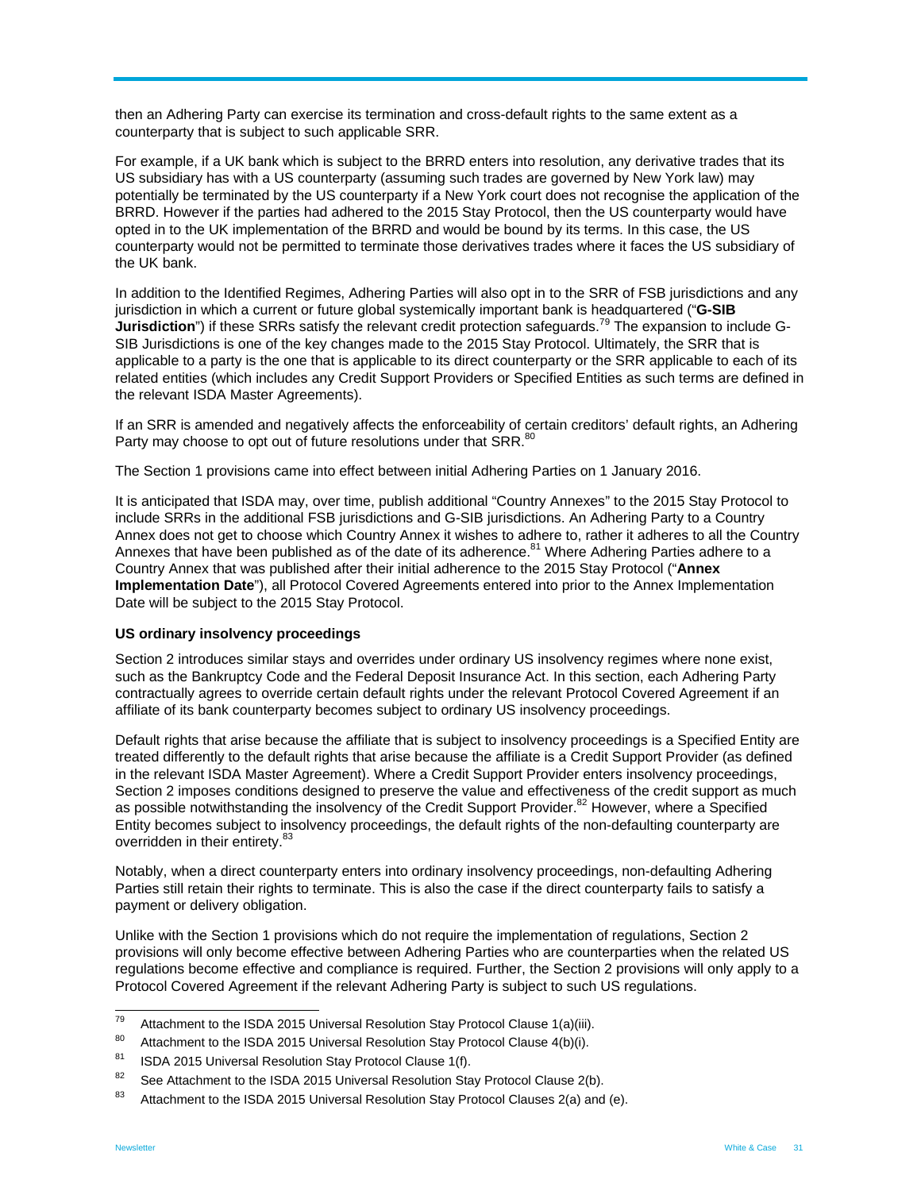then an Adhering Party can exercise its termination and cross-default rights to the same extent as a counterparty that is subject to such applicable SRR.

For example, if a UK bank which is subject to the BRRD enters into resolution, any derivative trades that its US subsidiary has with a US counterparty (assuming such trades are governed by New York law) may potentially be terminated by the US counterparty if a New York court does not recognise the application of the BRRD. However if the parties had adhered to the 2015 Stay Protocol, then the US counterparty would have opted in to the UK implementation of the BRRD and would be bound by its terms. In this case, the US counterparty would not be permitted to terminate those derivatives trades where it faces the US subsidiary of the UK bank.

In addition to the Identified Regimes, Adhering Parties will also opt in to the SRR of FSB jurisdictions and any jurisdiction in which a current or future global systemically important bank is headquartered ("**G-SIB Jurisdiction**") if these SRRs satisfy the relevant credit protection safeguards.[79] The expansion to include G-SIB Jurisdictions is one of the key changes made to the 2015 Stay Protocol. Ultimately, the SRR that is applicable to a party is the one that is applicable to its direct counterparty or the SRR applicable to each of its related entities (which includes any Credit Support Providers or Specified Entities as such terms are defined in the relevant ISDA Master Agreements).

If an SRR is amended and negatively affects the enforceability of certain creditors' default rights, an Adhering Party may choose to opt out of future resolutions under that SRR.[80]

The Section 1 provisions came into effect between initial Adhering Parties on 1 January 2016.

It is anticipated that ISDA may, over time, publish additional "Country Annexes" to the 2015 Stay Protocol to include SRRs in the additional FSB jurisdictions and G-SIB jurisdictions. An Adhering Party to a Country Annex does not get to choose which Country Annex it wishes to adhere to, rather it adheres to all the Country Annexes that have been published as of the date of its adherence.[81] Where Adhering Parties adhere to a Country Annex that was published after their initial adherence to the 2015 Stay Protocol ("**Annex Implementation Date**"), all Protocol Covered Agreements entered into prior to the Annex Implementation Date will be subject to the 2015 Stay Protocol.

**US ordinary insolvency proceedings**

Section 2 introduces similar stays and overrides under ordinary US insolvency regimes where none exist, such as the Bankruptcy Code and the Federal Deposit Insurance Act. In this section, each Adhering Party contractually agrees to override certain default rights under the relevant Protocol Covered Agreement if an affiliate of its bank counterparty becomes subject to ordinary US insolvency proceedings.

Default rights that arise because the affiliate that is subject to insolvency proceedings is a Specified Entity are treated differently to the default rights that arise because the affiliate is a Credit Support Provider (as defined in the relevant ISDA Master Agreement). Where a Credit Support Provider enters insolvency proceedings, Section 2 imposes conditions designed to preserve the value and effectiveness of the credit support as much as possible notwithstanding the insolvency of the Credit Support Provider.[82] However, where a Specified Entity becomes subject to insolvency proceedings, the default rights of the non-defaulting counterparty are overridden in their entirety.[83]

Notably, when a direct counterparty enters into ordinary insolvency proceedings, non-defaulting Adhering Parties still retain their rights to terminate. This is also the case if the direct counterparty fails to satisfy a payment or delivery obligation.

Unlike with the Section 1 provisions which do not require the implementation of regulations, Section 2 provisions will only become effective between Adhering Parties who are counterparties when the related US regulations become effective and compliance is required. Further, the Section 2 provisions will only apply to a Protocol Covered Agreement if the relevant Adhering Party is subject to such US regulations.

---

[79] Attachment to the ISDA 2015 Universal Resolution Stay Protocol Clause 1(a)(iii).

[80] Attachment to the ISDA 2015 Universal Resolution Stay Protocol Clause 4(b)(i).

[81] ISDA 2015 Universal Resolution Stay Protocol Clause 1(f).

[82] See Attachment to the ISDA 2015 Universal Resolution Stay Protocol Clause 2(b).

[83] Attachment to the ISDA 2015 Universal Resolution Stay Protocol Clauses 2(a) and (e).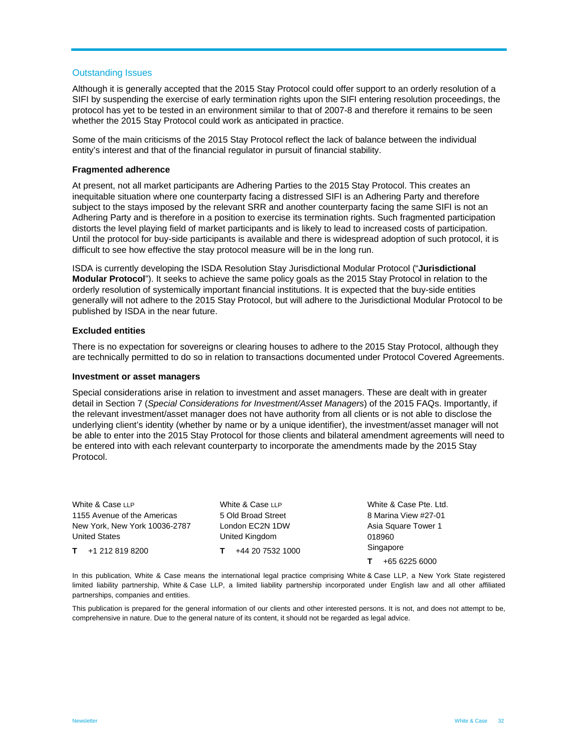## Outstanding Issues

Although it is generally accepted that the 2015 Stay Protocol could offer support to an orderly resolution of a SIFI by suspending the exercise of early termination rights upon the SIFI entering resolution proceedings, the protocol has yet to be tested in an environment similar to that of 2007-8 and therefore it remains to be seen whether the 2015 Stay Protocol could work as anticipated in practice.

Some of the main criticisms of the 2015 Stay Protocol reflect the lack of balance between the individual entity's interest and that of the financial regulator in pursuit of financial stability.

### Fragmented adherence

At present, not all market participants are Adhering Parties to the 2015 Stay Protocol. This creates an inequitable situation where one counterparty facing a distressed SIFI is an Adhering Party and therefore subject to the stays imposed by the relevant SRR and another counterparty facing the same SIFI is not an Adhering Party and is therefore in a position to exercise its termination rights. Such fragmented participation distorts the level playing field of market participants and is likely to lead to increased costs of participation. Until the protocol for buy-side participants is available and there is widespread adoption of such protocol, it is difficult to see how effective the stay protocol measure will be in the long run.

ISDA is currently developing the ISDA Resolution Stay Jurisdictional Modular Protocol ("**Jurisdictional Modular Protocol**"). It seeks to achieve the same policy goals as the 2015 Stay Protocol in relation to the orderly resolution of systemically important financial institutions. It is expected that the buy-side entities generally will not adhere to the 2015 Stay Protocol, but will adhere to the Jurisdictional Modular Protocol to be published by ISDA in the near future.

### Excluded entities

There is no expectation for sovereigns or clearing houses to adhere to the 2015 Stay Protocol, although they are technically permitted to do so in relation to transactions documented under Protocol Covered Agreements.

### Investment or asset managers

Special considerations arise in relation to investment and asset managers. These are dealt with in greater detail in Section 7 (*Special Considerations for Investment/Asset Managers*) of the 2015 FAQs. Importantly, if the relevant investment/asset manager does not have authority from all clients or is not able to disclose the underlying client's identity (whether by name or by a unique identifier), the investment/asset manager will not be able to enter into the 2015 Stay Protocol for those clients and bilateral amendment agreements will need to be entered into with each relevant counterparty to incorporate the amendments made by the 2015 Stay Protocol.

White & Case LLP
1155 Avenue of the Americas
New York, New York 10036-2787
United States

**T** +1 212 819 8200

White & Case LLP
5 Old Broad Street
London EC2N 1DW
United Kingdom

**T** +44 20 7532 1000

White & Case Pte. Ltd.
8 Marina View #27-01
Asia Square Tower 1
018960
Singapore

**T** +65 6225 6000

In this publication, White & Case means the international legal practice comprising White & Case LLP, a New York State registered limited liability partnership, White & Case LLP, a limited liability partnership incorporated under English law and all other affiliated partnerships, companies and entities.

This publication is prepared for the general information of our clients and other interested persons. It is not, and does not attempt to be, comprehensive in nature. Due to the general nature of its content, it should not be regarded as legal advice.